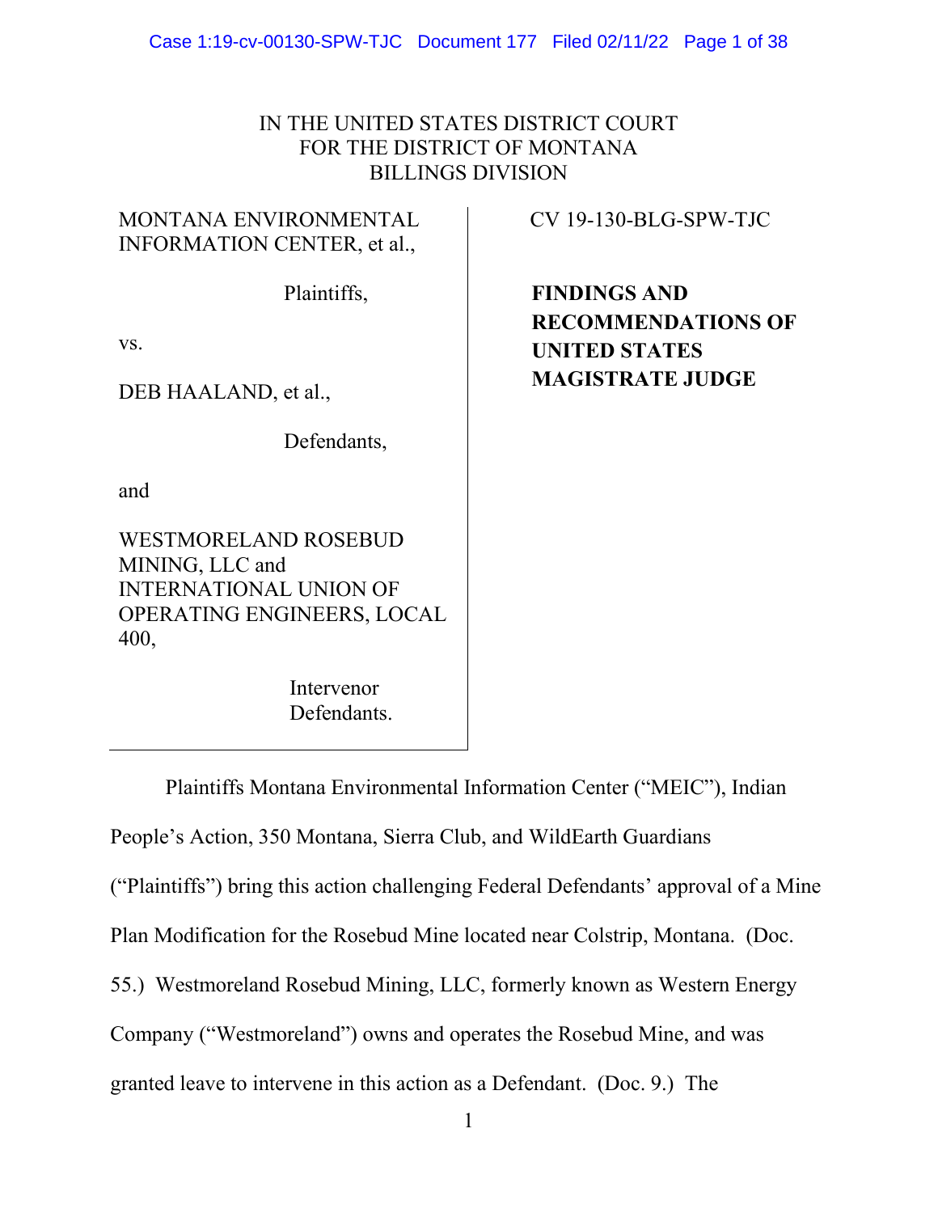IN THE UNITED STATES DISTRICT COURT
FOR THE DISTRICT OF MONTANA
BILLINGS DIVISION

MONTANA ENVIRONMENTAL INFORMATION CENTER, et al.,

Plaintiffs,

vs.

DEB HAALAND, et al.,

Defendants,

and

WESTMORELAND ROSEBUD MINING, LLC and INTERNATIONAL UNION OF OPERATING ENGINEERS, LOCAL 400,

Intervenor Defendants.

CV 19-130-BLG-SPW-TJC

**FINDINGS AND RECOMMENDATIONS OF UNITED STATES MAGISTRATE JUDGE**

Plaintiffs Montana Environmental Information Center ("MEIC"), Indian People's Action, 350 Montana, Sierra Club, and WildEarth Guardians ("Plaintiffs") bring this action challenging Federal Defendants' approval of a Mine Plan Modification for the Rosebud Mine located near Colstrip, Montana. (Doc. 55.) Westmoreland Rosebud Mining, LLC, formerly known as Western Energy Company ("Westmoreland") owns and operates the Rosebud Mine, and was granted leave to intervene in this action as a Defendant. (Doc. 9.) The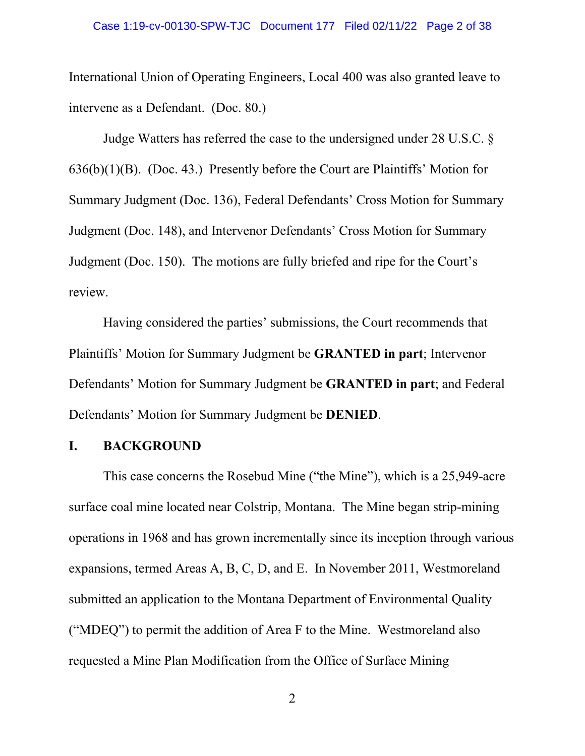International Union of Operating Engineers, Local 400 was also granted leave to intervene as a Defendant. (Doc. 80.)

Judge Watters has referred the case to the undersigned under 28 U.S.C. § 636(b)(1)(B). (Doc. 43.) Presently before the Court are Plaintiffs' Motion for Summary Judgment (Doc. 136), Federal Defendants' Cross Motion for Summary Judgment (Doc. 148), and Intervenor Defendants' Cross Motion for Summary Judgment (Doc. 150). The motions are fully briefed and ripe for the Court's review.

Having considered the parties' submissions, the Court recommends that Plaintiffs' Motion for Summary Judgment be **GRANTED in part**; Intervenor Defendants' Motion for Summary Judgment be **GRANTED in part**; and Federal Defendants' Motion for Summary Judgment be **DENIED**.

## I. BACKGROUND

This case concerns the Rosebud Mine ("the Mine"), which is a 25,949-acre surface coal mine located near Colstrip, Montana. The Mine began strip-mining operations in 1968 and has grown incrementally since its inception through various expansions, termed Areas A, B, C, D, and E. In November 2011, Westmoreland submitted an application to the Montana Department of Environmental Quality ("MDEQ") to permit the addition of Area F to the Mine. Westmoreland also requested a Mine Plan Modification from the Office of Surface Mining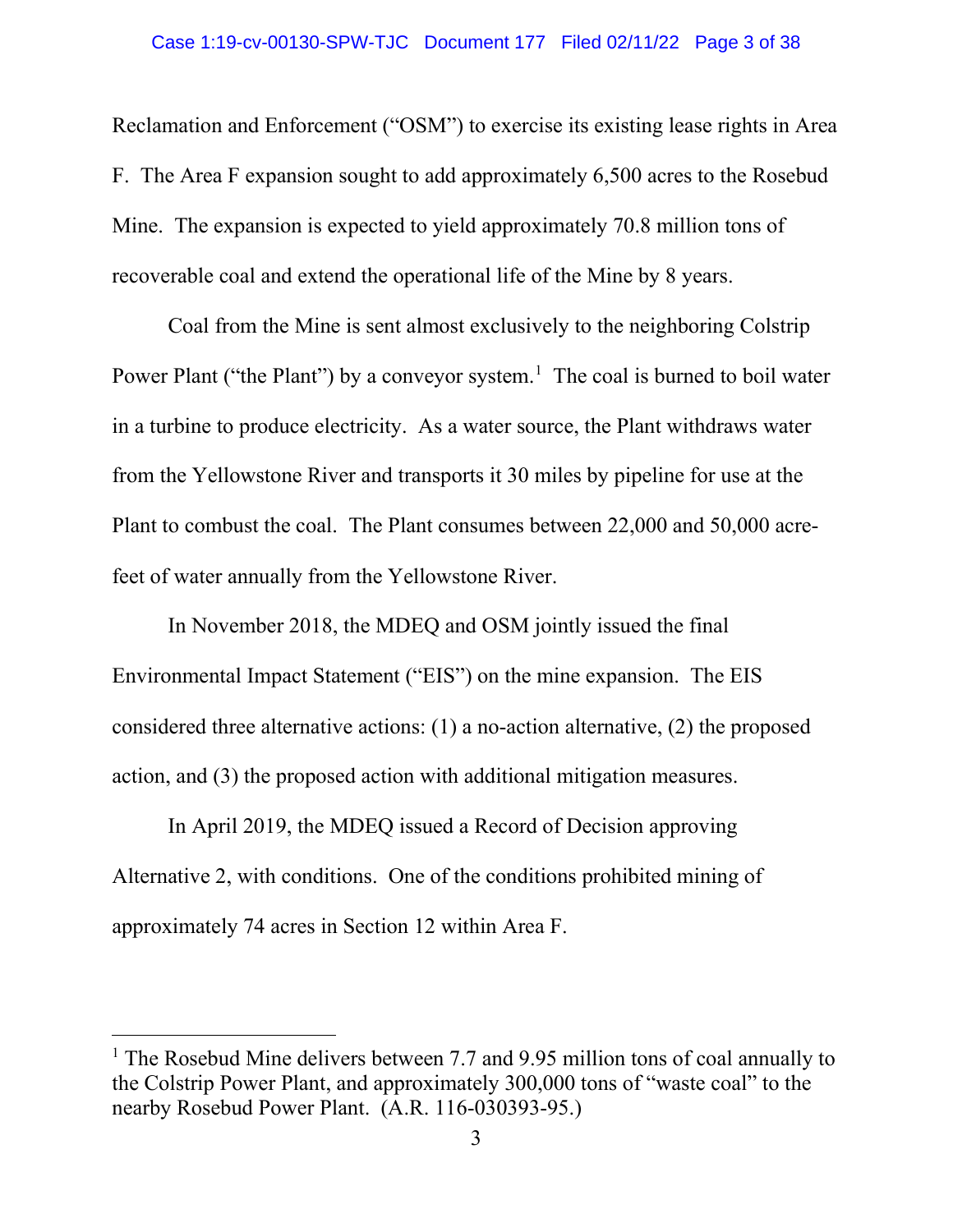Reclamation and Enforcement ("OSM") to exercise its existing lease rights in Area F. The Area F expansion sought to add approximately 6,500 acres to the Rosebud Mine. The expansion is expected to yield approximately 70.8 million tons of recoverable coal and extend the operational life of the Mine by 8 years.

Coal from the Mine is sent almost exclusively to the neighboring Colstrip Power Plant ("the Plant") by a conveyor system.[1] The coal is burned to boil water in a turbine to produce electricity. As a water source, the Plant withdraws water from the Yellowstone River and transports it 30 miles by pipeline for use at the Plant to combust the coal. The Plant consumes between 22,000 and 50,000 acre-feet of water annually from the Yellowstone River.

In November 2018, the MDEQ and OSM jointly issued the final Environmental Impact Statement ("EIS") on the mine expansion. The EIS considered three alternative actions: (1) a no-action alternative, (2) the proposed action, and (3) the proposed action with additional mitigation measures.

In April 2019, the MDEQ issued a Record of Decision approving Alternative 2, with conditions. One of the conditions prohibited mining of approximately 74 acres in Section 12 within Area F.

---

[1] The Rosebud Mine delivers between 7.7 and 9.95 million tons of coal annually to the Colstrip Power Plant, and approximately 300,000 tons of "waste coal" to the nearby Rosebud Power Plant. (A.R. 116-030393-95.)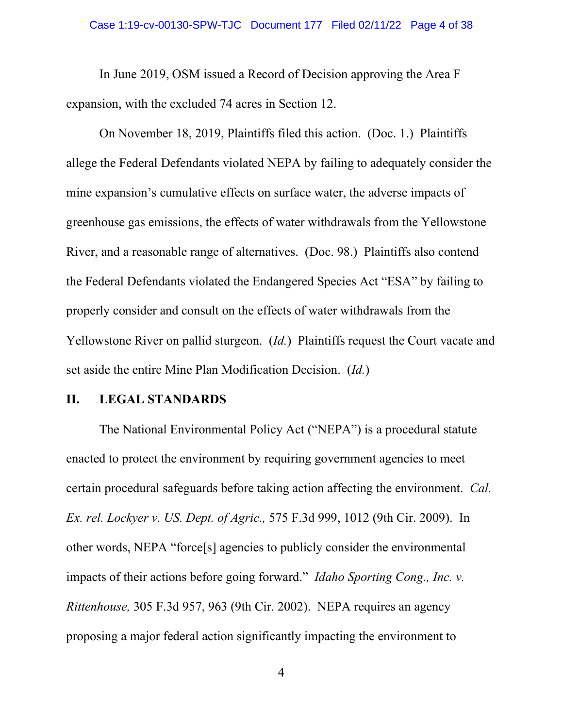In June 2019, OSM issued a Record of Decision approving the Area F expansion, with the excluded 74 acres in Section 12.

On November 18, 2019, Plaintiffs filed this action. (Doc. 1.) Plaintiffs allege the Federal Defendants violated NEPA by failing to adequately consider the mine expansion's cumulative effects on surface water, the adverse impacts of greenhouse gas emissions, the effects of water withdrawals from the Yellowstone River, and a reasonable range of alternatives. (Doc. 98.) Plaintiffs also contend the Federal Defendants violated the Endangered Species Act "ESA" by failing to properly consider and consult on the effects of water withdrawals from the Yellowstone River on pallid sturgeon. (*Id.*) Plaintiffs request the Court vacate and set aside the entire Mine Plan Modification Decision. (*Id.*)

## II. LEGAL STANDARDS

The National Environmental Policy Act ("NEPA") is a procedural statute enacted to protect the environment by requiring government agencies to meet certain procedural safeguards before taking action affecting the environment. *Cal. Ex. rel. Lockyer v. US. Dept. of Agric.,* 575 F.3d 999, 1012 (9th Cir. 2009). In other words, NEPA "force[s] agencies to publicly consider the environmental impacts of their actions before going forward." *Idaho Sporting Cong., Inc. v. Rittenhouse,* 305 F.3d 957, 963 (9th Cir. 2002). NEPA requires an agency proposing a major federal action significantly impacting the environment to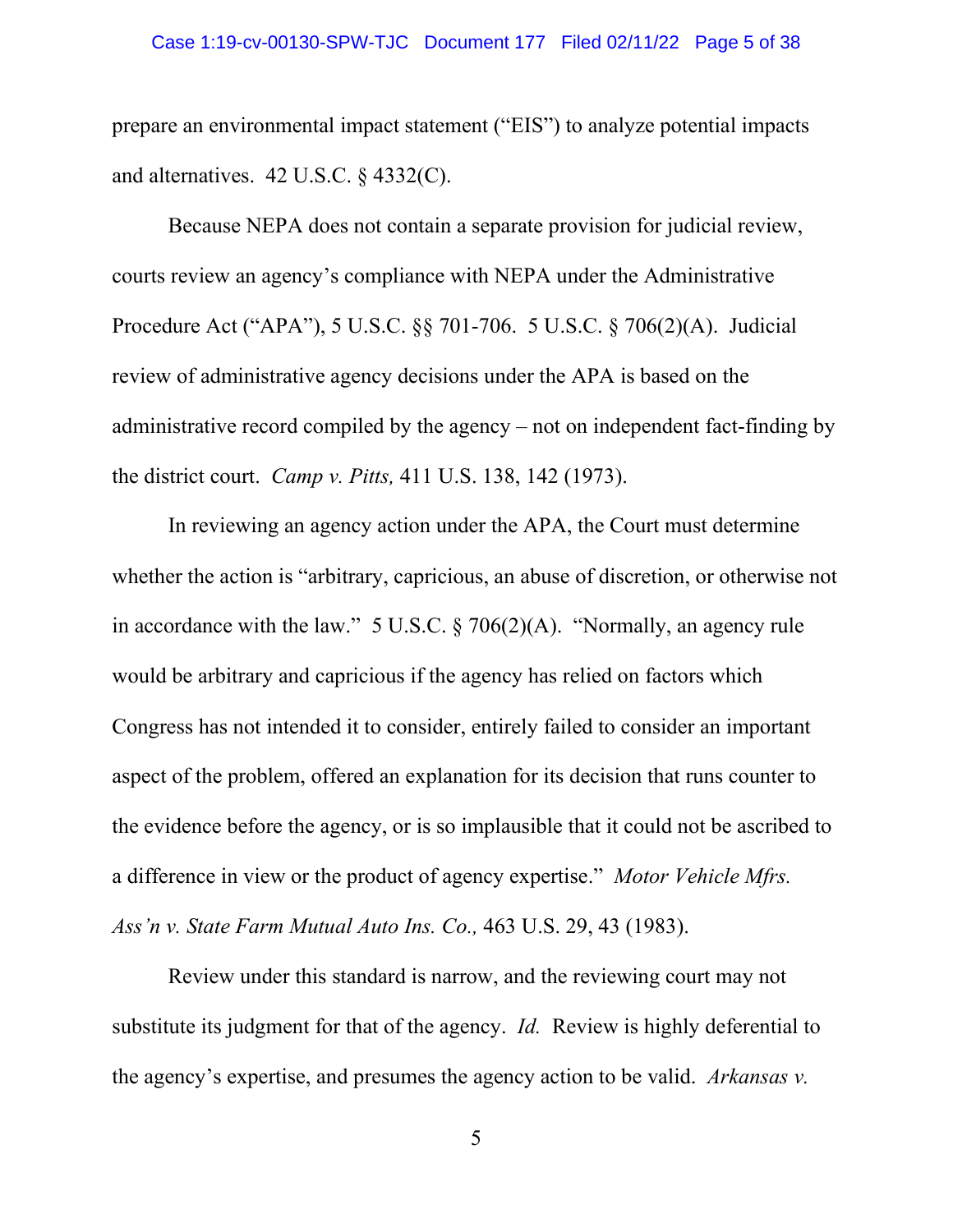prepare an environmental impact statement ("EIS") to analyze potential impacts and alternatives. 42 U.S.C. § 4332(C).

Because NEPA does not contain a separate provision for judicial review, courts review an agency's compliance with NEPA under the Administrative Procedure Act ("APA"), 5 U.S.C. §§ 701-706. 5 U.S.C. § 706(2)(A). Judicial review of administrative agency decisions under the APA is based on the administrative record compiled by the agency – not on independent fact-finding by the district court. *Camp v. Pitts,* 411 U.S. 138, 142 (1973).

In reviewing an agency action under the APA, the Court must determine whether the action is "arbitrary, capricious, an abuse of discretion, or otherwise not in accordance with the law." 5 U.S.C. § 706(2)(A). "Normally, an agency rule would be arbitrary and capricious if the agency has relied on factors which Congress has not intended it to consider, entirely failed to consider an important aspect of the problem, offered an explanation for its decision that runs counter to the evidence before the agency, or is so implausible that it could not be ascribed to a difference in view or the product of agency expertise." *Motor Vehicle Mfrs. Ass'n v. State Farm Mutual Auto Ins. Co.,* 463 U.S. 29, 43 (1983).

Review under this standard is narrow, and the reviewing court may not substitute its judgment for that of the agency. *Id.* Review is highly deferential to the agency's expertise, and presumes the agency action to be valid. *Arkansas v.*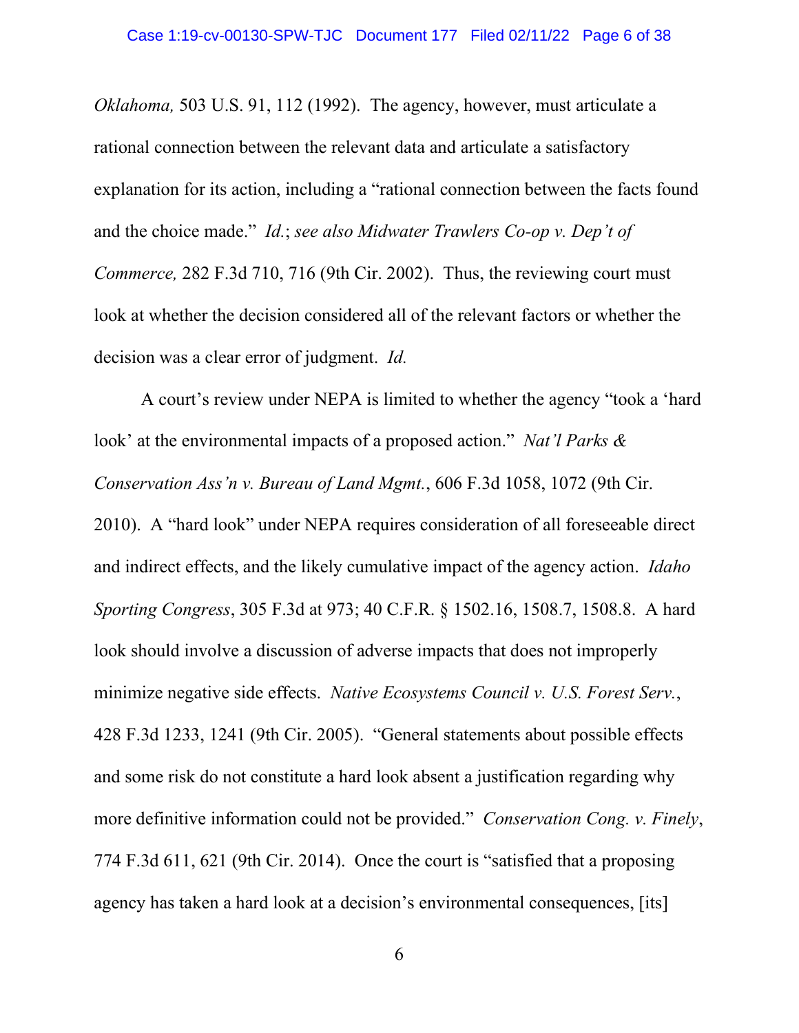*Oklahoma,* 503 U.S. 91, 112 (1992). The agency, however, must articulate a rational connection between the relevant data and articulate a satisfactory explanation for its action, including a "rational connection between the facts found and the choice made." *Id.*; *see also Midwater Trawlers Co-op v. Dep't of Commerce,* 282 F.3d 710, 716 (9th Cir. 2002). Thus, the reviewing court must look at whether the decision considered all of the relevant factors or whether the decision was a clear error of judgment. *Id.*

A court's review under NEPA is limited to whether the agency "took a 'hard look' at the environmental impacts of a proposed action." *Nat'l Parks & Conservation Ass'n v. Bureau of Land Mgmt.*, 606 F.3d 1058, 1072 (9th Cir. 2010). A "hard look" under NEPA requires consideration of all foreseeable direct and indirect effects, and the likely cumulative impact of the agency action. *Idaho Sporting Congress*, 305 F.3d at 973; 40 C.F.R. § 1502.16, 1508.7, 1508.8. A hard look should involve a discussion of adverse impacts that does not improperly minimize negative side effects. *Native Ecosystems Council v. U.S. Forest Serv.*, 428 F.3d 1233, 1241 (9th Cir. 2005). "General statements about possible effects and some risk do not constitute a hard look absent a justification regarding why more definitive information could not be provided." *Conservation Cong. v. Finely*, 774 F.3d 611, 621 (9th Cir. 2014). Once the court is "satisfied that a proposing agency has taken a hard look at a decision's environmental consequences, [its]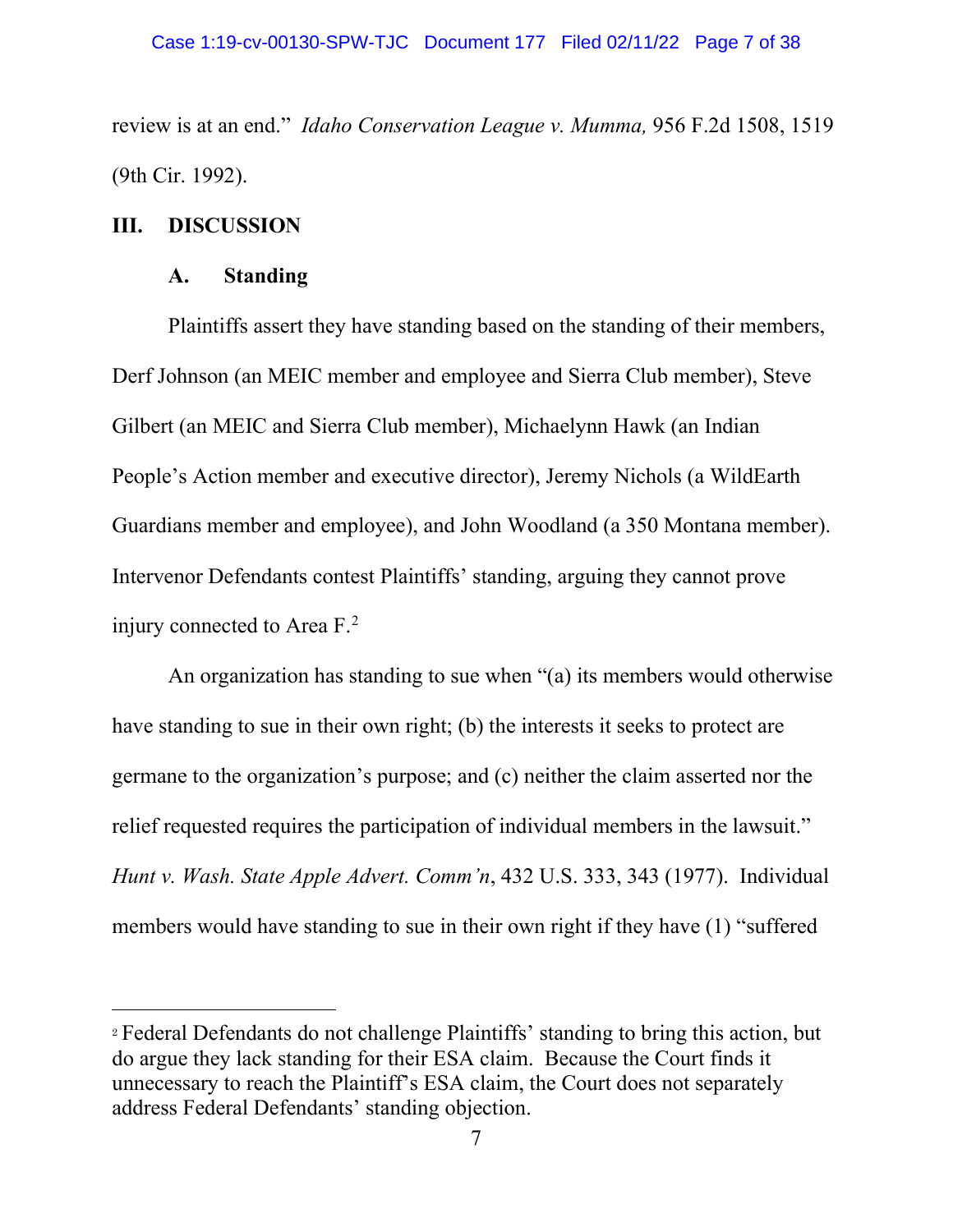review is at an end." *Idaho Conservation League v. Mumma,* 956 F.2d 1508, 1519 (9th Cir. 1992).

## III. DISCUSSION

### A. Standing

Plaintiffs assert they have standing based on the standing of their members, Derf Johnson (an MEIC member and employee and Sierra Club member), Steve Gilbert (an MEIC and Sierra Club member), Michaelynn Hawk (an Indian People's Action member and executive director), Jeremy Nichols (a WildEarth Guardians member and employee), and John Woodland (a 350 Montana member). Intervenor Defendants contest Plaintiffs' standing, arguing they cannot prove injury connected to Area F.[2]

An organization has standing to sue when "(a) its members would otherwise have standing to sue in their own right; (b) the interests it seeks to protect are germane to the organization's purpose; and (c) neither the claim asserted nor the relief requested requires the participation of individual members in the lawsuit." *Hunt v. Wash. State Apple Advert. Comm'n*, 432 U.S. 333, 343 (1977). Individual members would have standing to sue in their own right if they have (1) "suffered

---

[2] Federal Defendants do not challenge Plaintiffs' standing to bring this action, but do argue they lack standing for their ESA claim. Because the Court finds it unnecessary to reach the Plaintiff's ESA claim, the Court does not separately address Federal Defendants' standing objection.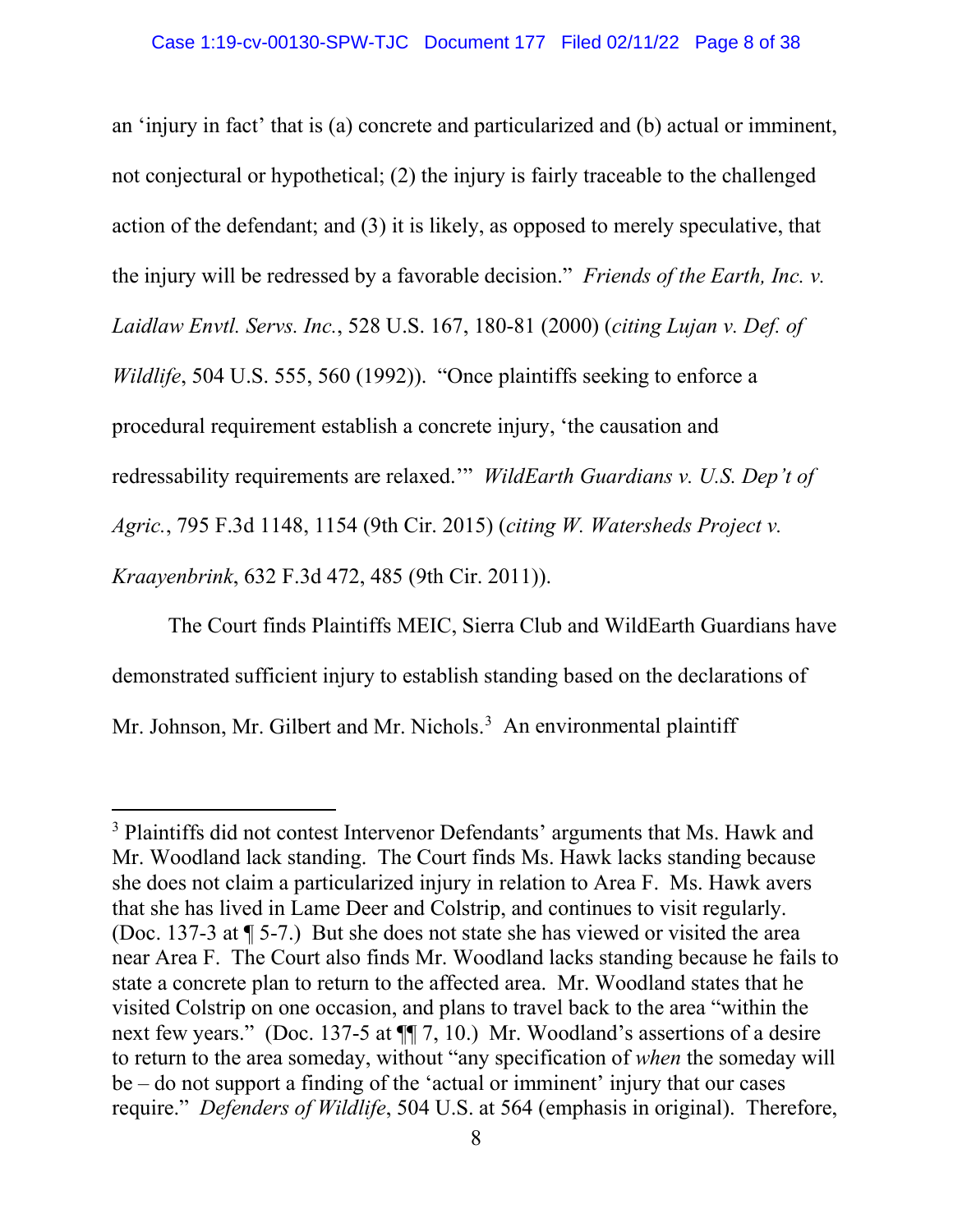an 'injury in fact' that is (a) concrete and particularized and (b) actual or imminent, not conjectural or hypothetical; (2) the injury is fairly traceable to the challenged action of the defendant; and (3) it is likely, as opposed to merely speculative, that the injury will be redressed by a favorable decision." *Friends of the Earth, Inc. v. Laidlaw Envtl. Servs. Inc.*, 528 U.S. 167, 180-81 (2000) (*citing Lujan v. Def. of Wildlife*, 504 U.S. 555, 560 (1992)). "Once plaintiffs seeking to enforce a procedural requirement establish a concrete injury, 'the causation and redressability requirements are relaxed.'" *WildEarth Guardians v. U.S. Dep't of Agric.*, 795 F.3d 1148, 1154 (9th Cir. 2015) (*citing W. Watersheds Project v. Kraayenbrink*, 632 F.3d 472, 485 (9th Cir. 2011)).

The Court finds Plaintiffs MEIC, Sierra Club and WildEarth Guardians have demonstrated sufficient injury to establish standing based on the declarations of Mr. Johnson, Mr. Gilbert and Mr. Nichols.[3] An environmental plaintiff

---

[3] Plaintiffs did not contest Intervenor Defendants' arguments that Ms. Hawk and Mr. Woodland lack standing. The Court finds Ms. Hawk lacks standing because she does not claim a particularized injury in relation to Area F. Ms. Hawk avers that she has lived in Lame Deer and Colstrip, and continues to visit regularly. (Doc. 137-3 at ¶ 5-7.) But she does not state she has viewed or visited the area near Area F. The Court also finds Mr. Woodland lacks standing because he fails to state a concrete plan to return to the affected area. Mr. Woodland states that he visited Colstrip on one occasion, and plans to travel back to the area "within the next few years." (Doc. 137-5 at ¶¶ 7, 10.) Mr. Woodland's assertions of a desire to return to the area someday, without "any specification of *when* the someday will be – do not support a finding of the 'actual or imminent' injury that our cases require." *Defenders of Wildlife*, 504 U.S. at 564 (emphasis in original). Therefore,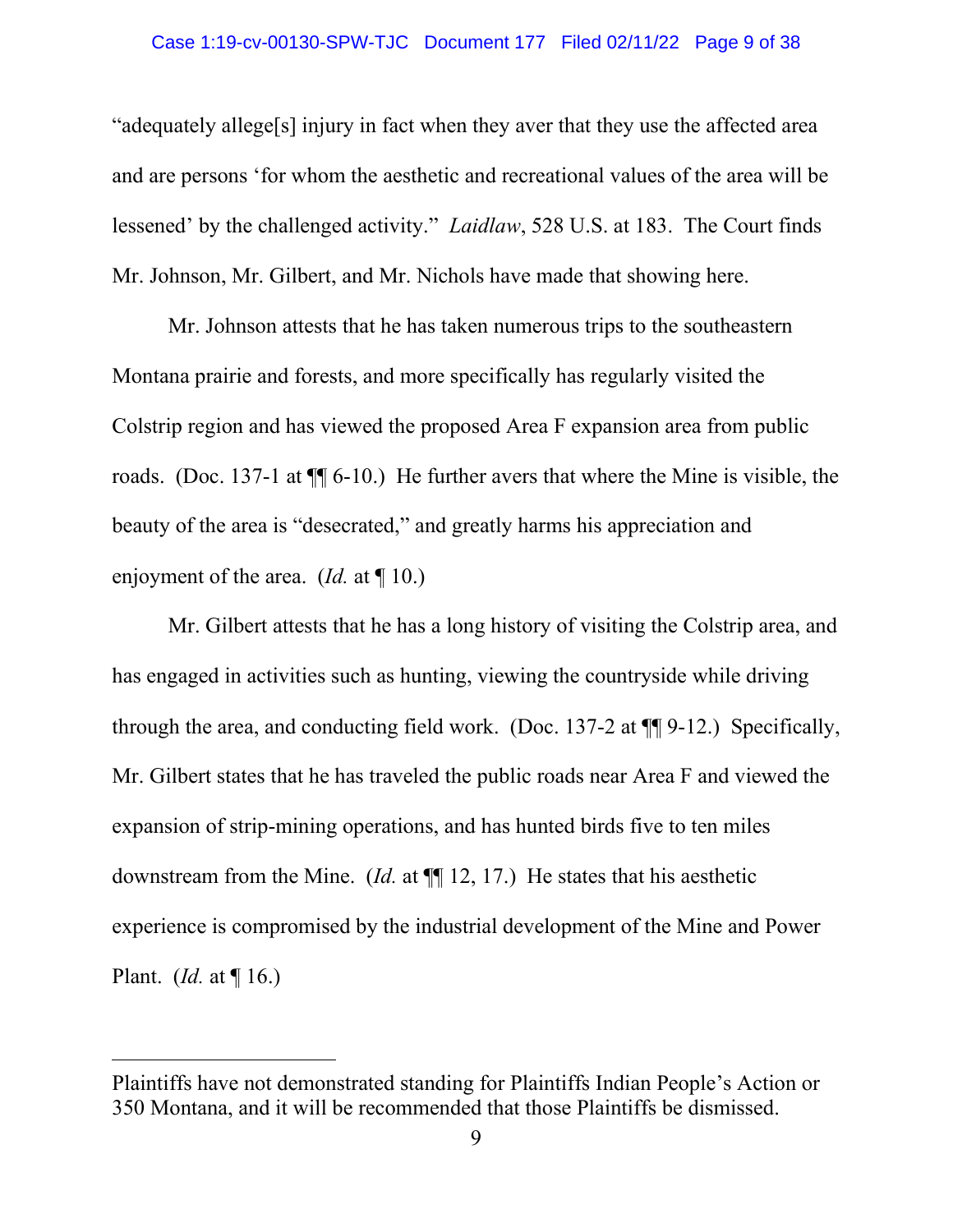"adequately allege[s] injury in fact when they aver that they use the affected area and are persons 'for whom the aesthetic and recreational values of the area will be lessened' by the challenged activity." *Laidlaw*, 528 U.S. at 183. The Court finds Mr. Johnson, Mr. Gilbert, and Mr. Nichols have made that showing here.

Mr. Johnson attests that he has taken numerous trips to the southeastern Montana prairie and forests, and more specifically has regularly visited the Colstrip region and has viewed the proposed Area F expansion area from public roads. (Doc. 137-1 at ¶¶ 6-10.) He further avers that where the Mine is visible, the beauty of the area is "desecrated," and greatly harms his appreciation and enjoyment of the area. (*Id.* at ¶ 10.)

Mr. Gilbert attests that he has a long history of visiting the Colstrip area, and has engaged in activities such as hunting, viewing the countryside while driving through the area, and conducting field work. (Doc. 137-2 at ¶¶ 9-12.) Specifically, Mr. Gilbert states that he has traveled the public roads near Area F and viewed the expansion of strip-mining operations, and has hunted birds five to ten miles downstream from the Mine. (*Id.* at ¶¶ 12, 17.) He states that his aesthetic experience is compromised by the industrial development of the Mine and Power Plant. (*Id.* at ¶ 16.)

---

Plaintiffs have not demonstrated standing for Plaintiffs Indian People's Action or 350 Montana, and it will be recommended that those Plaintiffs be dismissed.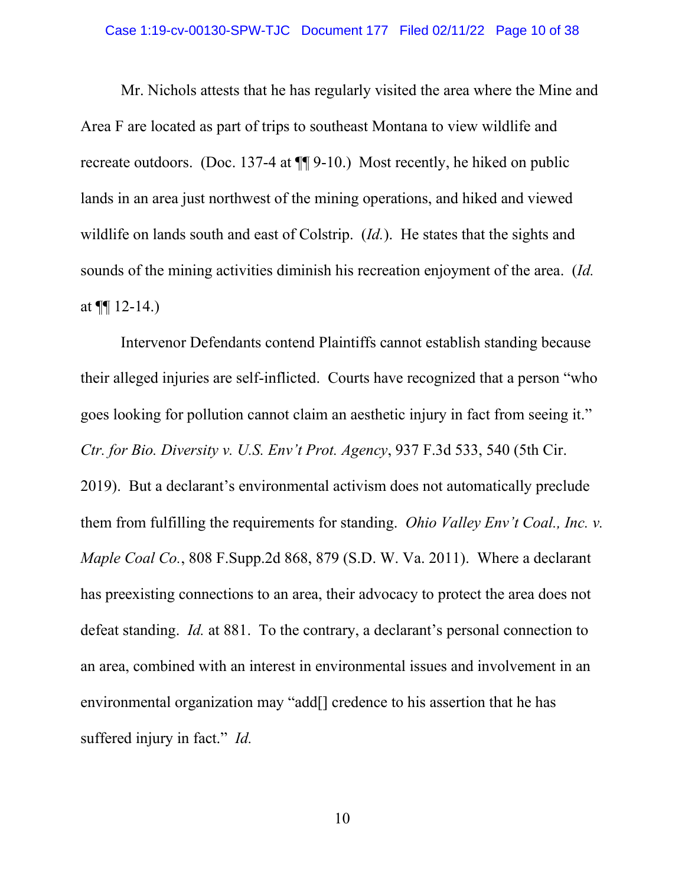Mr. Nichols attests that he has regularly visited the area where the Mine and Area F are located as part of trips to southeast Montana to view wildlife and recreate outdoors. (Doc. 137-4 at ¶¶ 9-10.) Most recently, he hiked on public lands in an area just northwest of the mining operations, and hiked and viewed wildlife on lands south and east of Colstrip. (*Id.*). He states that the sights and sounds of the mining activities diminish his recreation enjoyment of the area. (*Id.* at ¶¶ 12-14.)

Intervenor Defendants contend Plaintiffs cannot establish standing because their alleged injuries are self-inflicted. Courts have recognized that a person "who goes looking for pollution cannot claim an aesthetic injury in fact from seeing it." *Ctr. for Bio. Diversity v. U.S. Env't Prot. Agency*, 937 F.3d 533, 540 (5th Cir. 2019). But a declarant's environmental activism does not automatically preclude them from fulfilling the requirements for standing. *Ohio Valley Env't Coal., Inc. v. Maple Coal Co.*, 808 F.Supp.2d 868, 879 (S.D. W. Va. 2011). Where a declarant has preexisting connections to an area, their advocacy to protect the area does not defeat standing. *Id.* at 881. To the contrary, a declarant's personal connection to an area, combined with an interest in environmental issues and involvement in an environmental organization may "add[] credence to his assertion that he has suffered injury in fact." *Id.*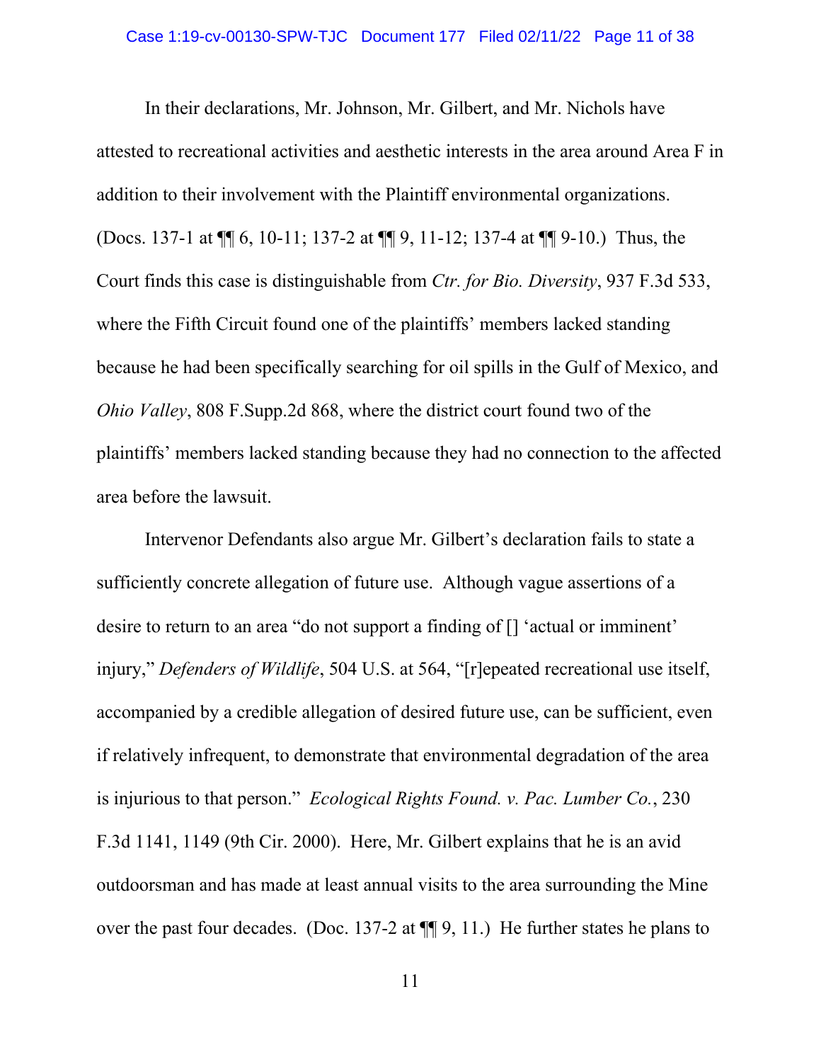In their declarations, Mr. Johnson, Mr. Gilbert, and Mr. Nichols have attested to recreational activities and aesthetic interests in the area around Area F in addition to their involvement with the Plaintiff environmental organizations. (Docs. 137-1 at ¶¶ 6, 10-11; 137-2 at ¶¶ 9, 11-12; 137-4 at ¶¶ 9-10.) Thus, the Court finds this case is distinguishable from *Ctr. for Bio. Diversity*, 937 F.3d 533, where the Fifth Circuit found one of the plaintiffs' members lacked standing because he had been specifically searching for oil spills in the Gulf of Mexico, and *Ohio Valley*, 808 F.Supp.2d 868, where the district court found two of the plaintiffs' members lacked standing because they had no connection to the affected area before the lawsuit.

Intervenor Defendants also argue Mr. Gilbert's declaration fails to state a sufficiently concrete allegation of future use. Although vague assertions of a desire to return to an area "do not support a finding of [] 'actual or imminent' injury," *Defenders of Wildlife*, 504 U.S. at 564, "[r]epeated recreational use itself, accompanied by a credible allegation of desired future use, can be sufficient, even if relatively infrequent, to demonstrate that environmental degradation of the area is injurious to that person." *Ecological Rights Found. v. Pac. Lumber Co.*, 230 F.3d 1141, 1149 (9th Cir. 2000). Here, Mr. Gilbert explains that he is an avid outdoorsman and has made at least annual visits to the area surrounding the Mine over the past four decades. (Doc. 137-2 at ¶¶ 9, 11.) He further states he plans to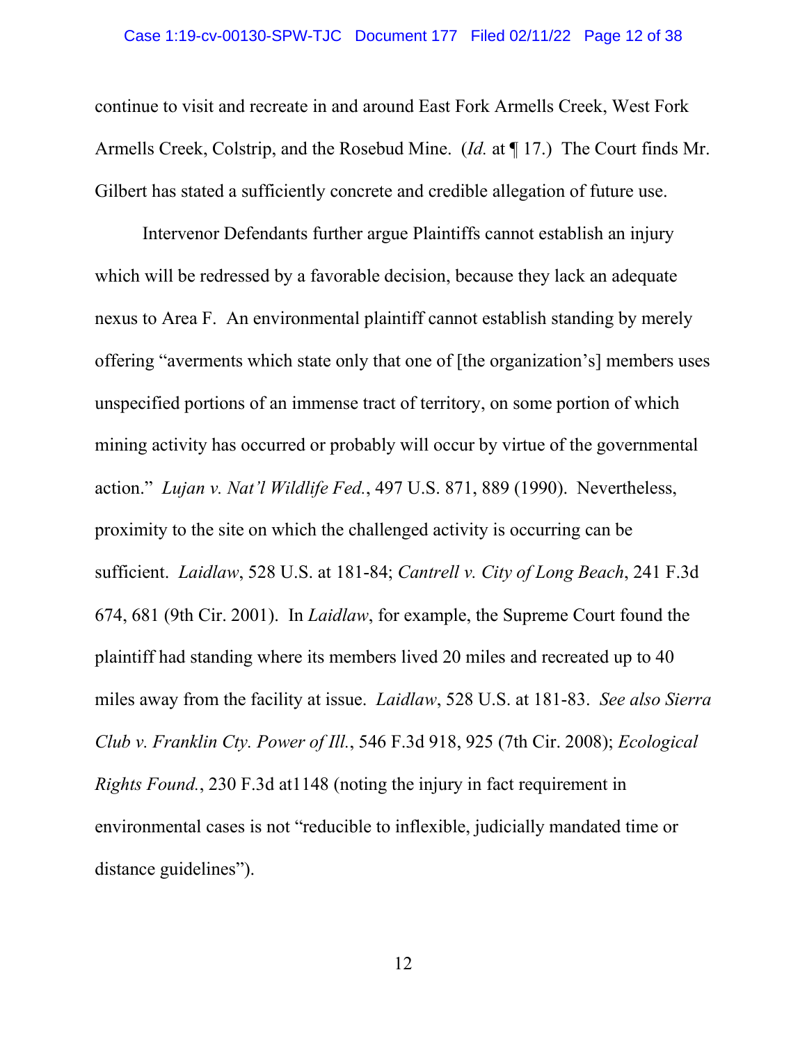continue to visit and recreate in and around East Fork Armells Creek, West Fork Armells Creek, Colstrip, and the Rosebud Mine. (*Id.* at ¶ 17.) The Court finds Mr. Gilbert has stated a sufficiently concrete and credible allegation of future use.

Intervenor Defendants further argue Plaintiffs cannot establish an injury which will be redressed by a favorable decision, because they lack an adequate nexus to Area F. An environmental plaintiff cannot establish standing by merely offering "averments which state only that one of [the organization's] members uses unspecified portions of an immense tract of territory, on some portion of which mining activity has occurred or probably will occur by virtue of the governmental action." *Lujan v. Nat'l Wildlife Fed.*, 497 U.S. 871, 889 (1990). Nevertheless, proximity to the site on which the challenged activity is occurring can be sufficient. *Laidlaw*, 528 U.S. at 181-84; *Cantrell v. City of Long Beach*, 241 F.3d 674, 681 (9th Cir. 2001). In *Laidlaw*, for example, the Supreme Court found the plaintiff had standing where its members lived 20 miles and recreated up to 40 miles away from the facility at issue. *Laidlaw*, 528 U.S. at 181-83. *See also Sierra Club v. Franklin Cty. Power of Ill.*, 546 F.3d 918, 925 (7th Cir. 2008); *Ecological Rights Found.*, 230 F.3d at1148 (noting the injury in fact requirement in environmental cases is not "reducible to inflexible, judicially mandated time or distance guidelines").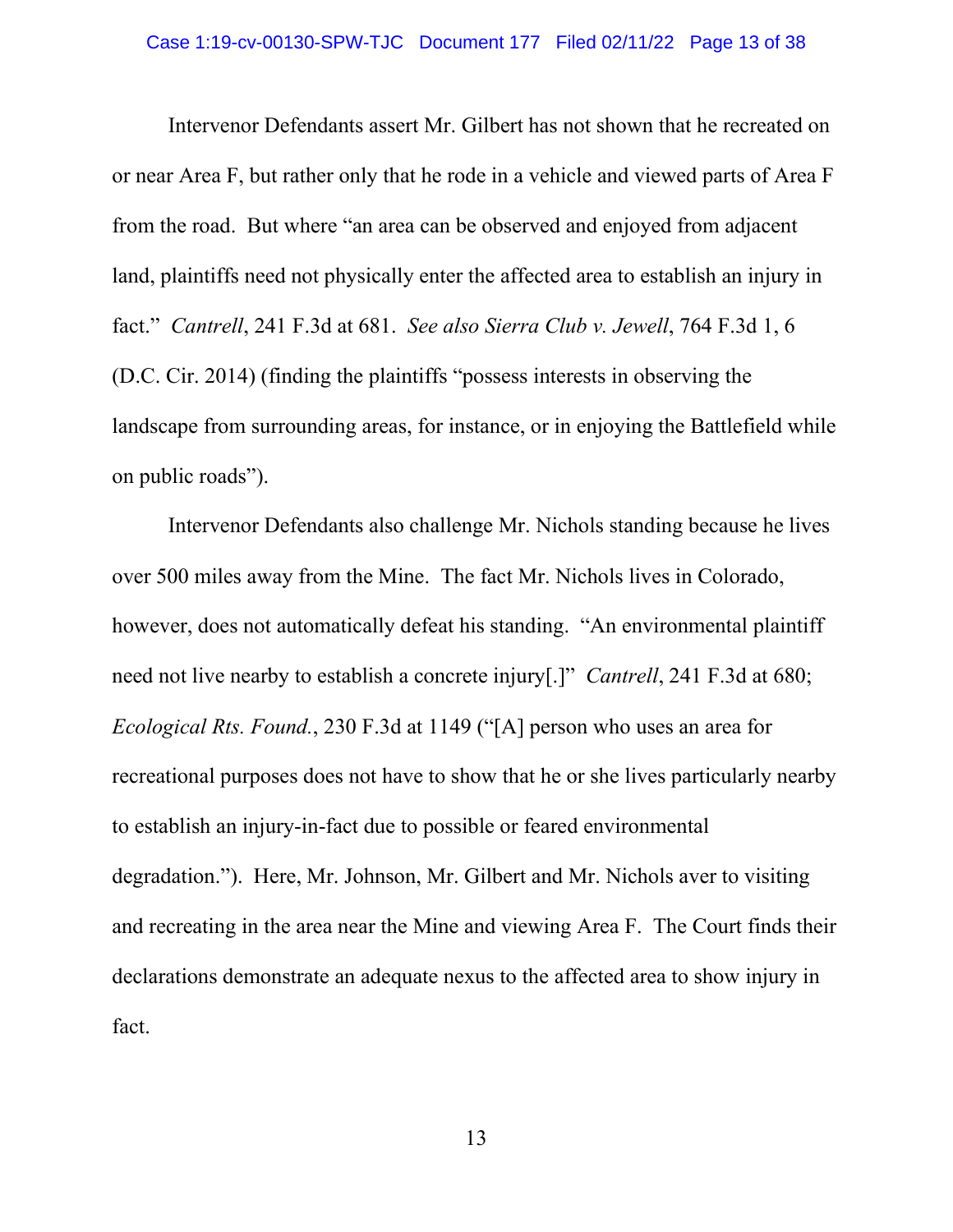Intervenor Defendants assert Mr. Gilbert has not shown that he recreated on or near Area F, but rather only that he rode in a vehicle and viewed parts of Area F from the road. But where "an area can be observed and enjoyed from adjacent land, plaintiffs need not physically enter the affected area to establish an injury in fact." *Cantrell*, 241 F.3d at 681. *See also Sierra Club v. Jewell*, 764 F.3d 1, 6 (D.C. Cir. 2014) (finding the plaintiffs "possess interests in observing the landscape from surrounding areas, for instance, or in enjoying the Battlefield while on public roads").

Intervenor Defendants also challenge Mr. Nichols standing because he lives over 500 miles away from the Mine. The fact Mr. Nichols lives in Colorado, however, does not automatically defeat his standing. "An environmental plaintiff need not live nearby to establish a concrete injury[.]" *Cantrell*, 241 F.3d at 680; *Ecological Rts. Found.*, 230 F.3d at 1149 ("[A] person who uses an area for recreational purposes does not have to show that he or she lives particularly nearby to establish an injury-in-fact due to possible or feared environmental degradation."). Here, Mr. Johnson, Mr. Gilbert and Mr. Nichols aver to visiting and recreating in the area near the Mine and viewing Area F. The Court finds their declarations demonstrate an adequate nexus to the affected area to show injury in fact.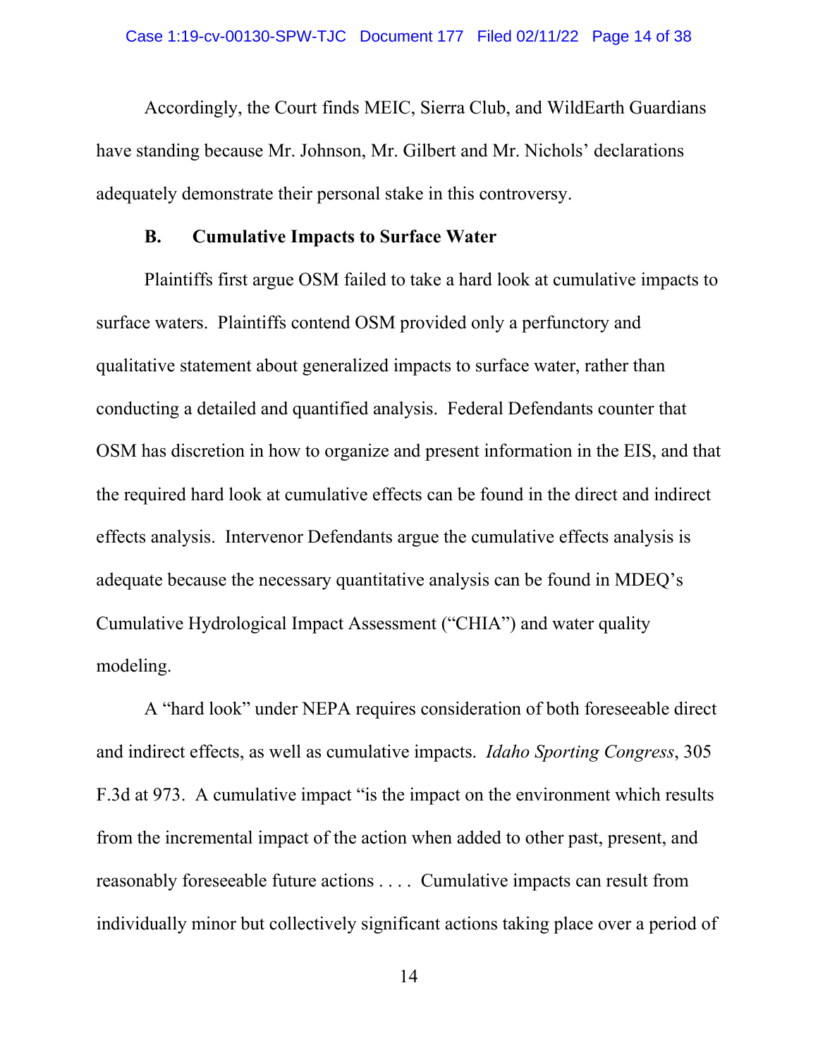Accordingly, the Court finds MEIC, Sierra Club, and WildEarth Guardians have standing because Mr. Johnson, Mr. Gilbert and Mr. Nichols' declarations adequately demonstrate their personal stake in this controversy.

### B. Cumulative Impacts to Surface Water

Plaintiffs first argue OSM failed to take a hard look at cumulative impacts to surface waters. Plaintiffs contend OSM provided only a perfunctory and qualitative statement about generalized impacts to surface water, rather than conducting a detailed and quantified analysis. Federal Defendants counter that OSM has discretion in how to organize and present information in the EIS, and that the required hard look at cumulative effects can be found in the direct and indirect effects analysis. Intervenor Defendants argue the cumulative effects analysis is adequate because the necessary quantitative analysis can be found in MDEQ's Cumulative Hydrological Impact Assessment ("CHIA") and water quality modeling.

A "hard look" under NEPA requires consideration of both foreseeable direct and indirect effects, as well as cumulative impacts. *Idaho Sporting Congress*, 305 F.3d at 973. A cumulative impact "is the impact on the environment which results from the incremental impact of the action when added to other past, present, and reasonably foreseeable future actions . . . . Cumulative impacts can result from individually minor but collectively significant actions taking place over a period of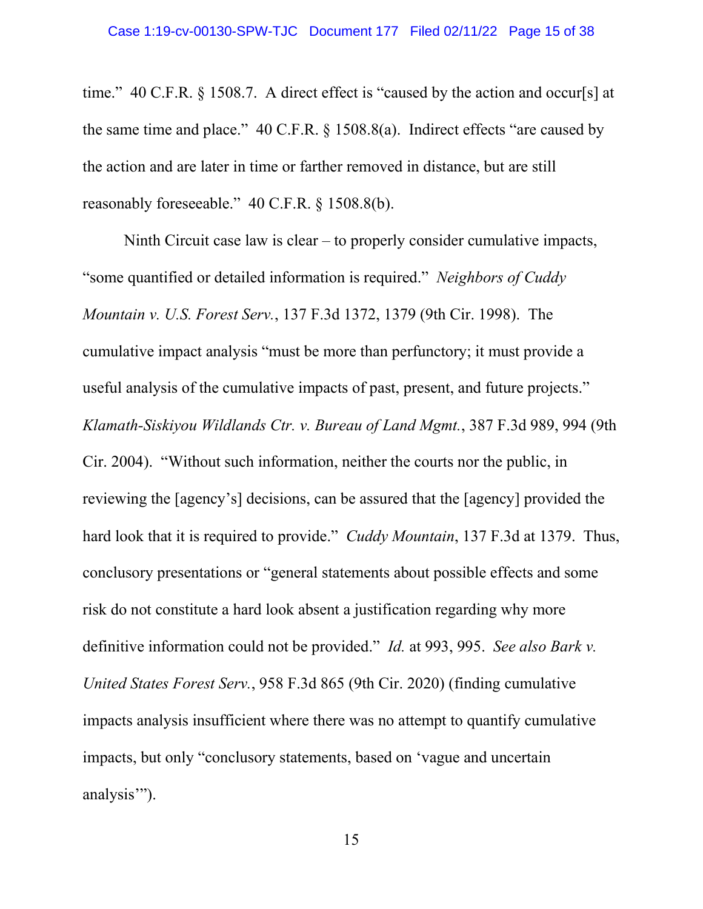time." 40 C.F.R. § 1508.7. A direct effect is "caused by the action and occur[s] at the same time and place." 40 C.F.R. § 1508.8(a). Indirect effects "are caused by the action and are later in time or farther removed in distance, but are still reasonably foreseeable." 40 C.F.R. § 1508.8(b).

Ninth Circuit case law is clear – to properly consider cumulative impacts, "some quantified or detailed information is required." *Neighbors of Cuddy Mountain v. U.S. Forest Serv.*, 137 F.3d 1372, 1379 (9th Cir. 1998). The cumulative impact analysis "must be more than perfunctory; it must provide a useful analysis of the cumulative impacts of past, present, and future projects." *Klamath-Siskiyou Wildlands Ctr. v. Bureau of Land Mgmt.*, 387 F.3d 989, 994 (9th Cir. 2004). "Without such information, neither the courts nor the public, in reviewing the [agency's] decisions, can be assured that the [agency] provided the hard look that it is required to provide." *Cuddy Mountain*, 137 F.3d at 1379. Thus, conclusory presentations or "general statements about possible effects and some risk do not constitute a hard look absent a justification regarding why more definitive information could not be provided." *Id.* at 993, 995. *See also Bark v. United States Forest Serv.*, 958 F.3d 865 (9th Cir. 2020) (finding cumulative impacts analysis insufficient where there was no attempt to quantify cumulative impacts, but only "conclusory statements, based on 'vague and uncertain analysis'").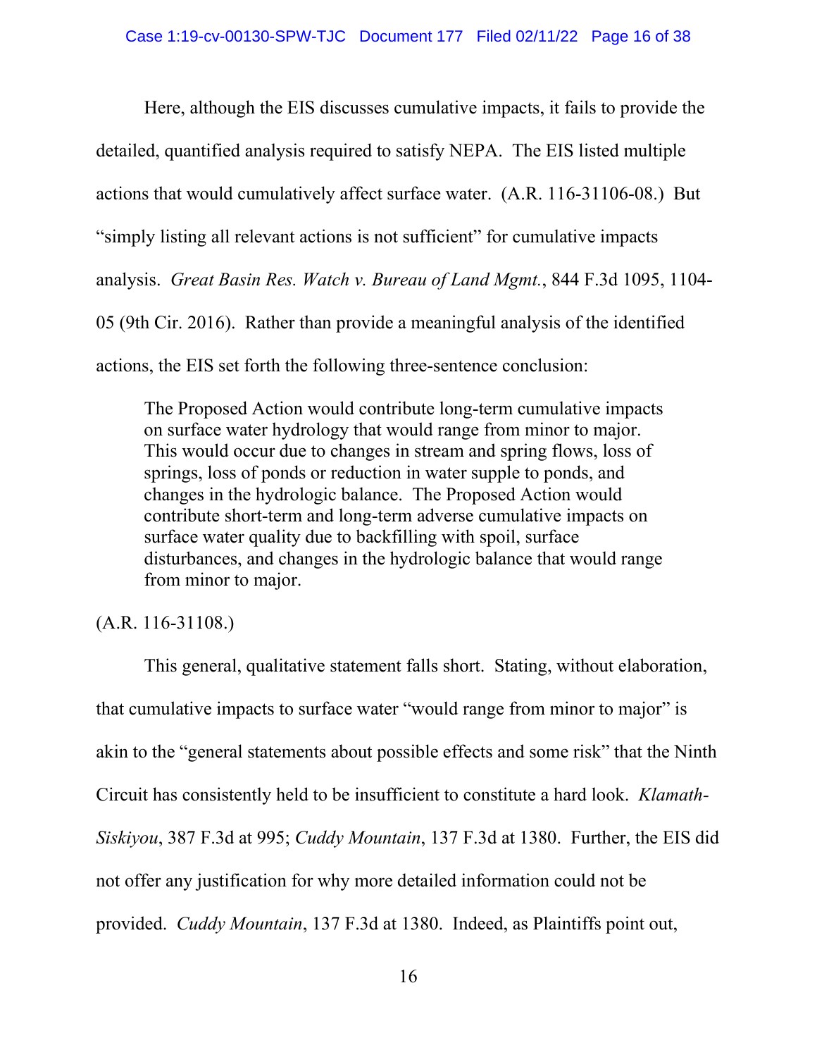Here, although the EIS discusses cumulative impacts, it fails to provide the detailed, quantified analysis required to satisfy NEPA. The EIS listed multiple actions that would cumulatively affect surface water. (A.R. 116-31106-08.) But "simply listing all relevant actions is not sufficient" for cumulative impacts analysis. *Great Basin Res. Watch v. Bureau of Land Mgmt.*, 844 F.3d 1095, 1104-05 (9th Cir. 2016). Rather than provide a meaningful analysis of the identified actions, the EIS set forth the following three-sentence conclusion:

> The Proposed Action would contribute long-term cumulative impacts on surface water hydrology that would range from minor to major. This would occur due to changes in stream and spring flows, loss of springs, loss of ponds or reduction in water supple to ponds, and changes in the hydrologic balance. The Proposed Action would contribute short-term and long-term adverse cumulative impacts on surface water quality due to backfilling with spoil, surface disturbances, and changes in the hydrologic balance that would range from minor to major.

(A.R. 116-31108.)

This general, qualitative statement falls short. Stating, without elaboration, that cumulative impacts to surface water "would range from minor to major" is akin to the "general statements about possible effects and some risk" that the Ninth Circuit has consistently held to be insufficient to constitute a hard look. *Klamath-Siskiyou*, 387 F.3d at 995; *Cuddy Mountain*, 137 F.3d at 1380. Further, the EIS did not offer any justification for why more detailed information could not be provided. *Cuddy Mountain*, 137 F.3d at 1380. Indeed, as Plaintiffs point out,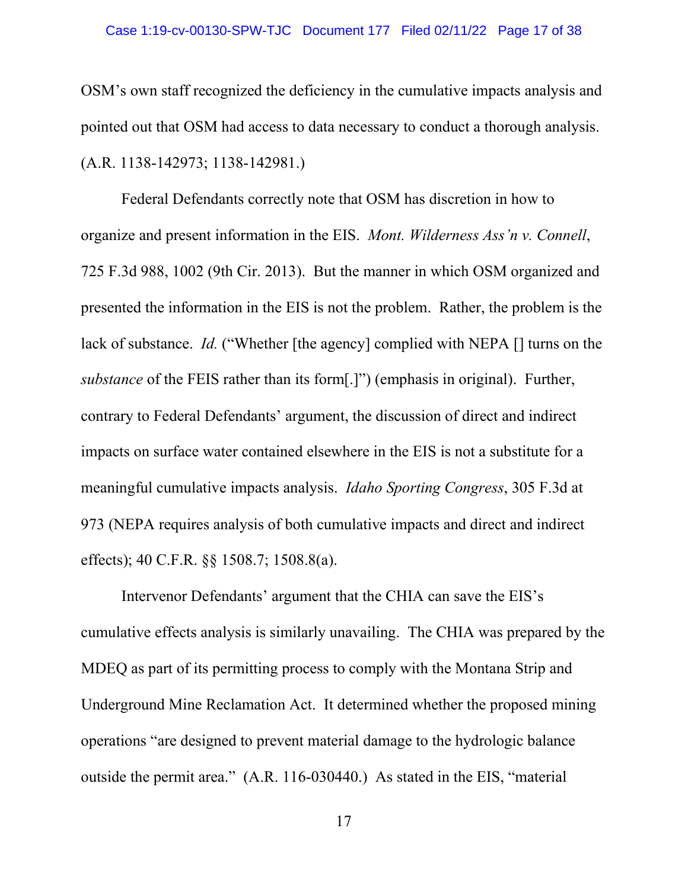OSM's own staff recognized the deficiency in the cumulative impacts analysis and pointed out that OSM had access to data necessary to conduct a thorough analysis. (A.R. 1138-142973; 1138-142981.)

Federal Defendants correctly note that OSM has discretion in how to organize and present information in the EIS. *Mont. Wilderness Ass'n v. Connell*, 725 F.3d 988, 1002 (9th Cir. 2013). But the manner in which OSM organized and presented the information in the EIS is not the problem. Rather, the problem is the lack of substance. *Id.* ("Whether [the agency] complied with NEPA [] turns on the *substance* of the FEIS rather than its form[.]") (emphasis in original). Further, contrary to Federal Defendants' argument, the discussion of direct and indirect impacts on surface water contained elsewhere in the EIS is not a substitute for a meaningful cumulative impacts analysis. *Idaho Sporting Congress*, 305 F.3d at 973 (NEPA requires analysis of both cumulative impacts and direct and indirect effects); 40 C.F.R. §§ 1508.7; 1508.8(a).

Intervenor Defendants' argument that the CHIA can save the EIS's cumulative effects analysis is similarly unavailing. The CHIA was prepared by the MDEQ as part of its permitting process to comply with the Montana Strip and Underground Mine Reclamation Act. It determined whether the proposed mining operations "are designed to prevent material damage to the hydrologic balance outside the permit area." (A.R. 116-030440.) As stated in the EIS, "material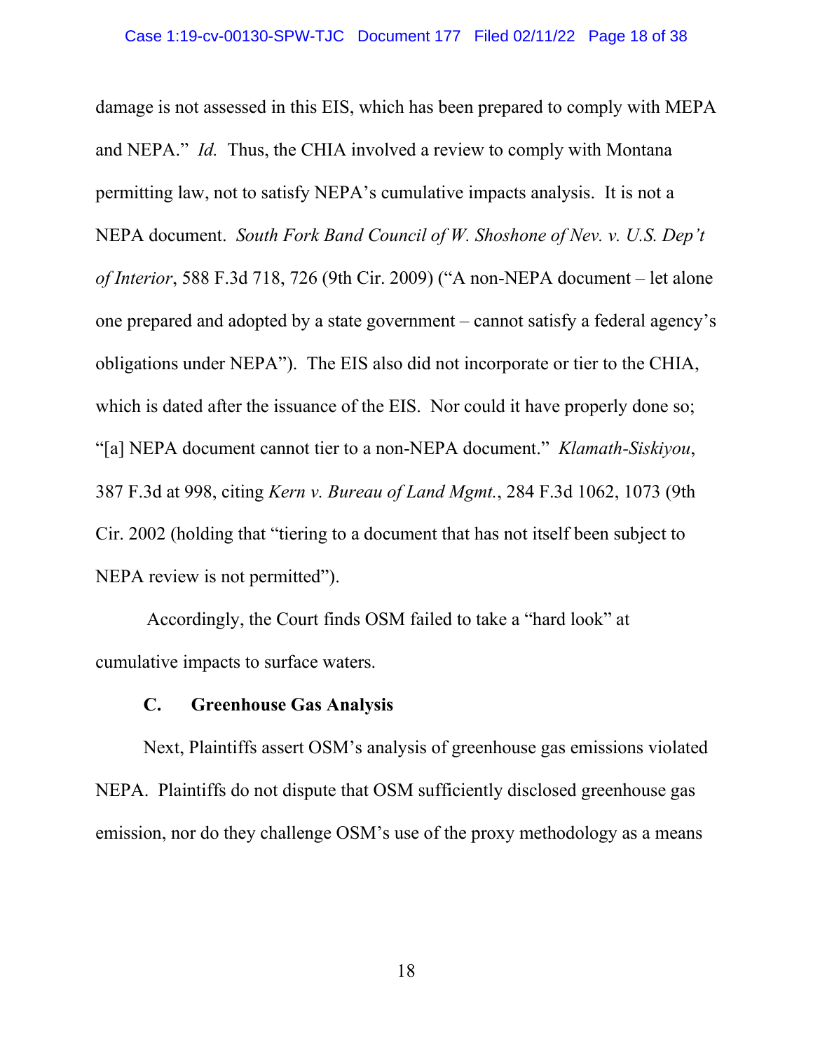damage is not assessed in this EIS, which has been prepared to comply with MEPA and NEPA." *Id.* Thus, the CHIA involved a review to comply with Montana permitting law, not to satisfy NEPA's cumulative impacts analysis. It is not a NEPA document. *South Fork Band Council of W. Shoshone of Nev. v. U.S. Dep't of Interior*, 588 F.3d 718, 726 (9th Cir. 2009) ("A non-NEPA document – let alone one prepared and adopted by a state government – cannot satisfy a federal agency's obligations under NEPA"). The EIS also did not incorporate or tier to the CHIA, which is dated after the issuance of the EIS. Nor could it have properly done so; "[a] NEPA document cannot tier to a non-NEPA document." *Klamath-Siskiyou*, 387 F.3d at 998, citing *Kern v. Bureau of Land Mgmt.*, 284 F.3d 1062, 1073 (9th Cir. 2002 (holding that "tiering to a document that has not itself been subject to NEPA review is not permitted").

Accordingly, the Court finds OSM failed to take a "hard look" at cumulative impacts to surface waters.

### C. Greenhouse Gas Analysis

Next, Plaintiffs assert OSM's analysis of greenhouse gas emissions violated NEPA. Plaintiffs do not dispute that OSM sufficiently disclosed greenhouse gas emission, nor do they challenge OSM's use of the proxy methodology as a means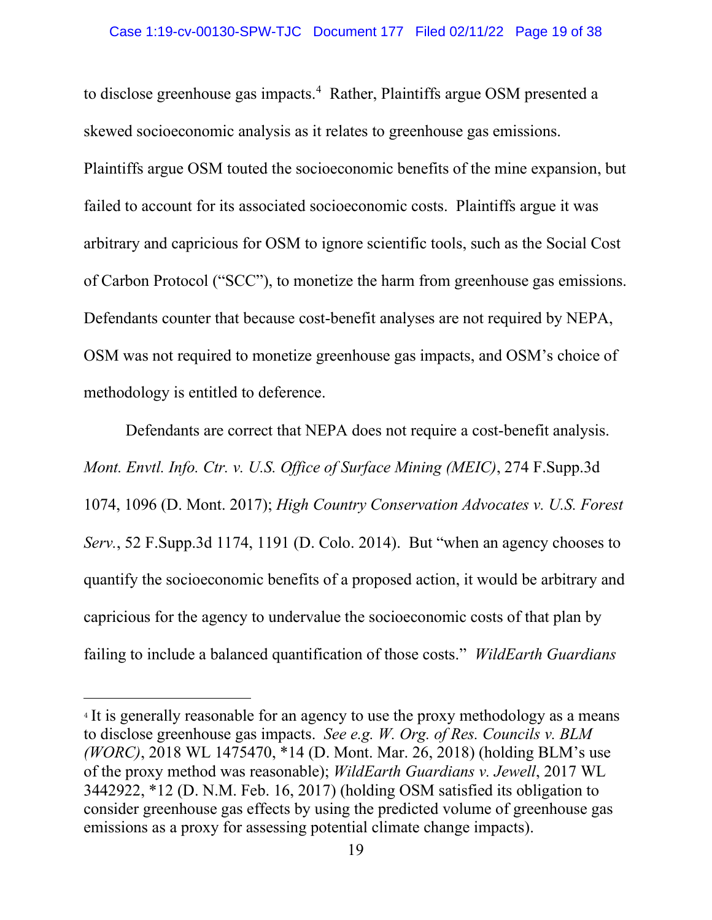to disclose greenhouse gas impacts.[4] Rather, Plaintiffs argue OSM presented a skewed socioeconomic analysis as it relates to greenhouse gas emissions. Plaintiffs argue OSM touted the socioeconomic benefits of the mine expansion, but failed to account for its associated socioeconomic costs. Plaintiffs argue it was arbitrary and capricious for OSM to ignore scientific tools, such as the Social Cost of Carbon Protocol ("SCC"), to monetize the harm from greenhouse gas emissions. Defendants counter that because cost-benefit analyses are not required by NEPA, OSM was not required to monetize greenhouse gas impacts, and OSM's choice of methodology is entitled to deference.

Defendants are correct that NEPA does not require a cost-benefit analysis. *Mont. Envtl. Info. Ctr. v. U.S. Office of Surface Mining (MEIC)*, 274 F.Supp.3d 1074, 1096 (D. Mont. 2017); *High Country Conservation Advocates v. U.S. Forest Serv.*, 52 F.Supp.3d 1174, 1191 (D. Colo. 2014). But "when an agency chooses to quantify the socioeconomic benefits of a proposed action, it would be arbitrary and capricious for the agency to undervalue the socioeconomic costs of that plan by failing to include a balanced quantification of those costs." *WildEarth Guardians*

---

[4] It is generally reasonable for an agency to use the proxy methodology as a means to disclose greenhouse gas impacts. *See e.g. W. Org. of Res. Councils v. BLM (WORC)*, 2018 WL 1475470, *14 (D. Mont. Mar. 26, 2018) (holding BLM's use of the proxy method was reasonable); *WildEarth Guardians v. Jewell*, 2017 WL 3442922, *12 (D. N.M. Feb. 16, 2017) (holding OSM satisfied its obligation to consider greenhouse gas effects by using the predicted volume of greenhouse gas emissions as a proxy for assessing potential climate change impacts).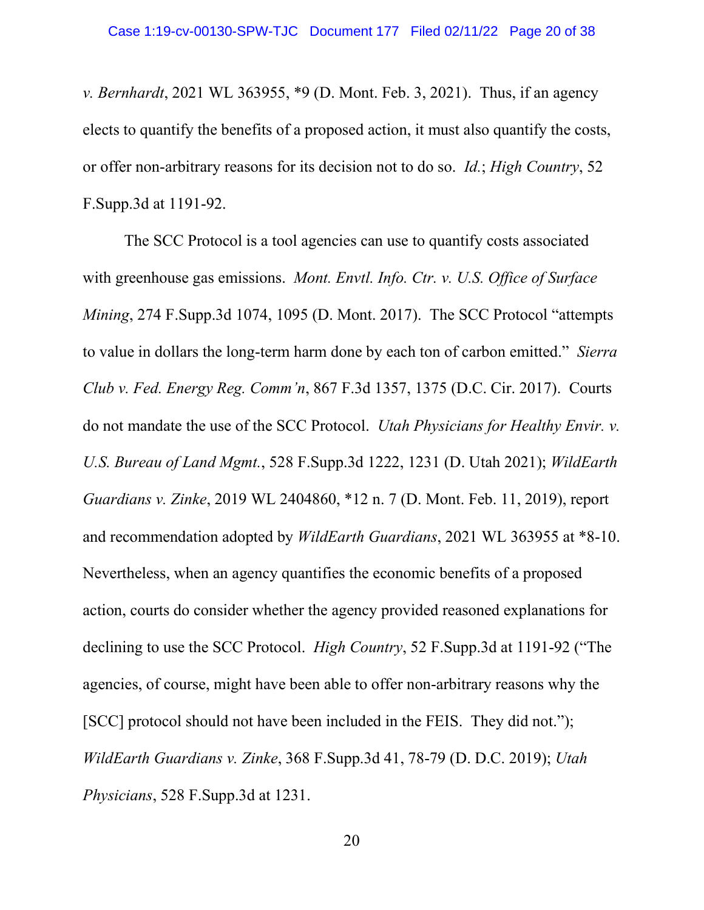*v. Bernhardt*, 2021 WL 363955, *9 (D. Mont. Feb. 3, 2021). Thus, if an agency elects to quantify the benefits of a proposed action, it must also quantify the costs, or offer non-arbitrary reasons for its decision not to do so. *Id.*; *High Country*, 52 F.Supp.3d at 1191-92.

The SCC Protocol is a tool agencies can use to quantify costs associated with greenhouse gas emissions. *Mont. Envtl. Info. Ctr. v. U.S. Office of Surface Mining*, 274 F.Supp.3d 1074, 1095 (D. Mont. 2017). The SCC Protocol "attempts to value in dollars the long-term harm done by each ton of carbon emitted." *Sierra Club v. Fed. Energy Reg. Comm'n*, 867 F.3d 1357, 1375 (D.C. Cir. 2017). Courts do not mandate the use of the SCC Protocol. *Utah Physicians for Healthy Envir. v. U.S. Bureau of Land Mgmt.*, 528 F.Supp.3d 1222, 1231 (D. Utah 2021); *WildEarth Guardians v. Zinke*, 2019 WL 2404860, *12 n. 7 (D. Mont. Feb. 11, 2019), report and recommendation adopted by *WildEarth Guardians*, 2021 WL 363955 at *8-10. Nevertheless, when an agency quantifies the economic benefits of a proposed action, courts do consider whether the agency provided reasoned explanations for declining to use the SCC Protocol. *High Country*, 52 F.Supp.3d at 1191-92 ("The agencies, of course, might have been able to offer non-arbitrary reasons why the [SCC] protocol should not have been included in the FEIS. They did not."); *WildEarth Guardians v. Zinke*, 368 F.Supp.3d 41, 78-79 (D. D.C. 2019); *Utah Physicians*, 528 F.Supp.3d at 1231.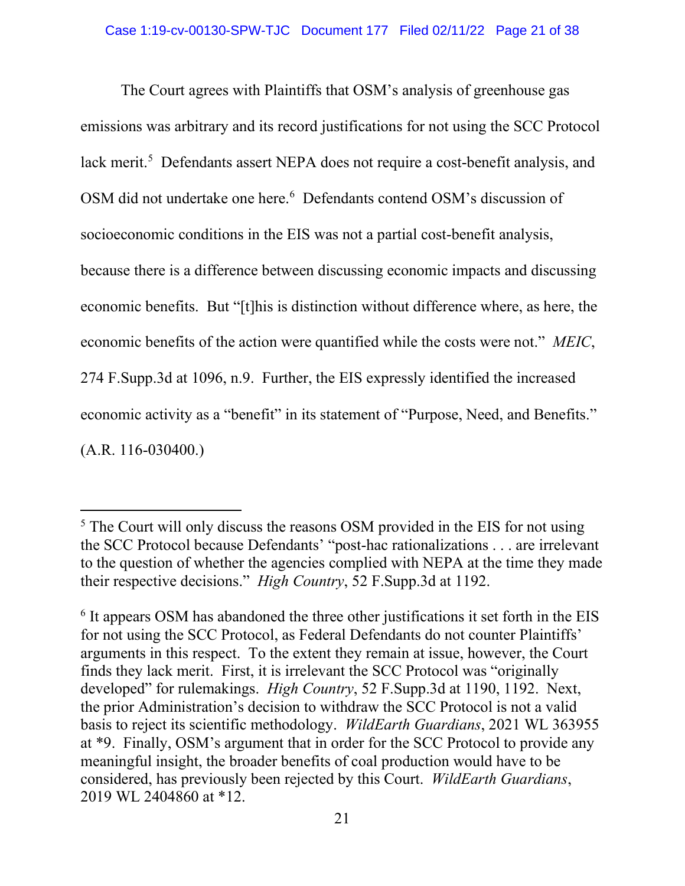The Court agrees with Plaintiffs that OSM's analysis of greenhouse gas emissions was arbitrary and its record justifications for not using the SCC Protocol lack merit.[5] Defendants assert NEPA does not require a cost-benefit analysis, and OSM did not undertake one here.[6] Defendants contend OSM's discussion of socioeconomic conditions in the EIS was not a partial cost-benefit analysis, because there is a difference between discussing economic impacts and discussing economic benefits. But "[t]his is distinction without difference where, as here, the economic benefits of the action were quantified while the costs were not." *MEIC*, 274 F.Supp.3d at 1096, n.9. Further, the EIS expressly identified the increased economic activity as a "benefit" in its statement of "Purpose, Need, and Benefits." (A.R. 116-030400.)

---

[5] The Court will only discuss the reasons OSM provided in the EIS for not using the SCC Protocol because Defendants' "post-hac rationalizations . . . are irrelevant to the question of whether the agencies complied with NEPA at the time they made their respective decisions." *High Country*, 52 F.Supp.3d at 1192.

[6] It appears OSM has abandoned the three other justifications it set forth in the EIS for not using the SCC Protocol, as Federal Defendants do not counter Plaintiffs' arguments in this respect. To the extent they remain at issue, however, the Court finds they lack merit. First, it is irrelevant the SCC Protocol was "originally developed" for rulemakings. *High Country*, 52 F.Supp.3d at 1190, 1192. Next, the prior Administration's decision to withdraw the SCC Protocol is not a valid basis to reject its scientific methodology. *WildEarth Guardians*, 2021 WL 363955 at *9. Finally, OSM's argument that in order for the SCC Protocol to provide any meaningful insight, the broader benefits of coal production would have to be considered, has previously been rejected by this Court. *WildEarth Guardians*, 2019 WL 2404860 at *12.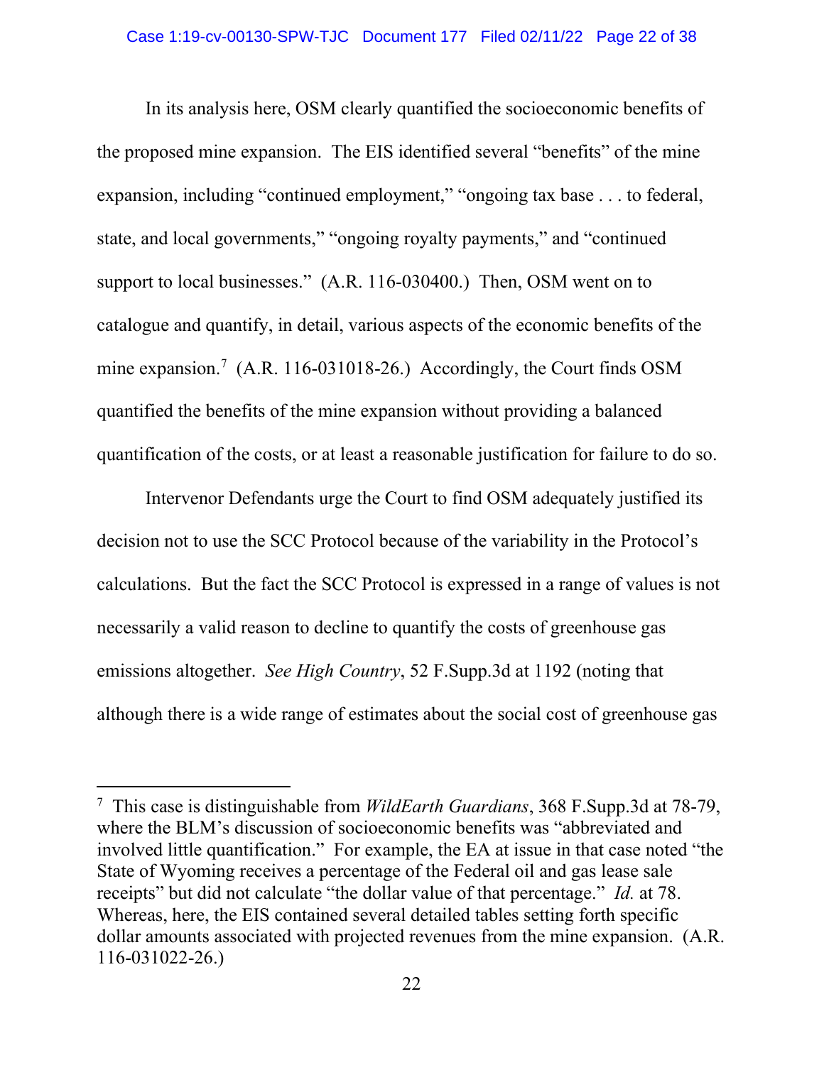In its analysis here, OSM clearly quantified the socioeconomic benefits of the proposed mine expansion. The EIS identified several "benefits" of the mine expansion, including "continued employment," "ongoing tax base . . . to federal, state, and local governments," "ongoing royalty payments," and "continued support to local businesses." (A.R. 116-030400.) Then, OSM went on to catalogue and quantify, in detail, various aspects of the economic benefits of the mine expansion.[7] (A.R. 116-031018-26.) Accordingly, the Court finds OSM quantified the benefits of the mine expansion without providing a balanced quantification of the costs, or at least a reasonable justification for failure to do so.

Intervenor Defendants urge the Court to find OSM adequately justified its decision not to use the SCC Protocol because of the variability in the Protocol's calculations. But the fact the SCC Protocol is expressed in a range of values is not necessarily a valid reason to decline to quantify the costs of greenhouse gas emissions altogether. *See High Country*, 52 F.Supp.3d at 1192 (noting that although there is a wide range of estimates about the social cost of greenhouse gas

---

[7] This case is distinguishable from *WildEarth Guardians*, 368 F.Supp.3d at 78-79, where the BLM's discussion of socioeconomic benefits was "abbreviated and involved little quantification." For example, the EA at issue in that case noted "the State of Wyoming receives a percentage of the Federal oil and gas lease sale receipts" but did not calculate "the dollar value of that percentage." *Id.* at 78. Whereas, here, the EIS contained several detailed tables setting forth specific dollar amounts associated with projected revenues from the mine expansion. (A.R. 116-031022-26.)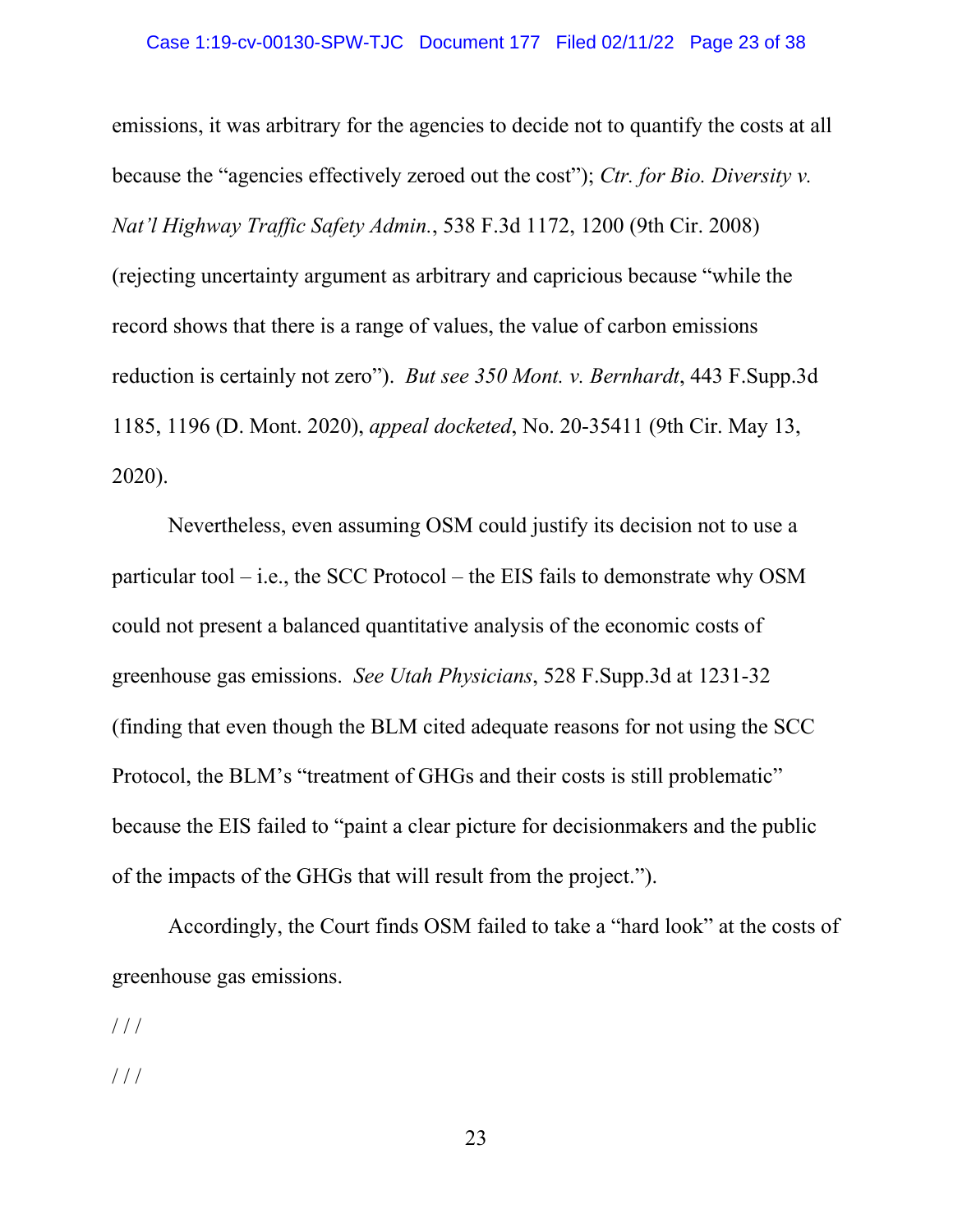emissions, it was arbitrary for the agencies to decide not to quantify the costs at all because the "agencies effectively zeroed out the cost"); *Ctr. for Bio. Diversity v. Nat'l Highway Traffic Safety Admin.*, 538 F.3d 1172, 1200 (9th Cir. 2008) (rejecting uncertainty argument as arbitrary and capricious because "while the record shows that there is a range of values, the value of carbon emissions reduction is certainly not zero"). *But see 350 Mont. v. Bernhardt*, 443 F.Supp.3d 1185, 1196 (D. Mont. 2020), *appeal docketed*, No. 20-35411 (9th Cir. May 13, 2020).

Nevertheless, even assuming OSM could justify its decision not to use a particular tool – i.e., the SCC Protocol – the EIS fails to demonstrate why OSM could not present a balanced quantitative analysis of the economic costs of greenhouse gas emissions. *See Utah Physicians*, 528 F.Supp.3d at 1231-32 (finding that even though the BLM cited adequate reasons for not using the SCC Protocol, the BLM's "treatment of GHGs and their costs is still problematic" because the EIS failed to "paint a clear picture for decisionmakers and the public of the impacts of the GHGs that will result from the project.").

Accordingly, the Court finds OSM failed to take a "hard look" at the costs of greenhouse gas emissions.

/ / /

/ / /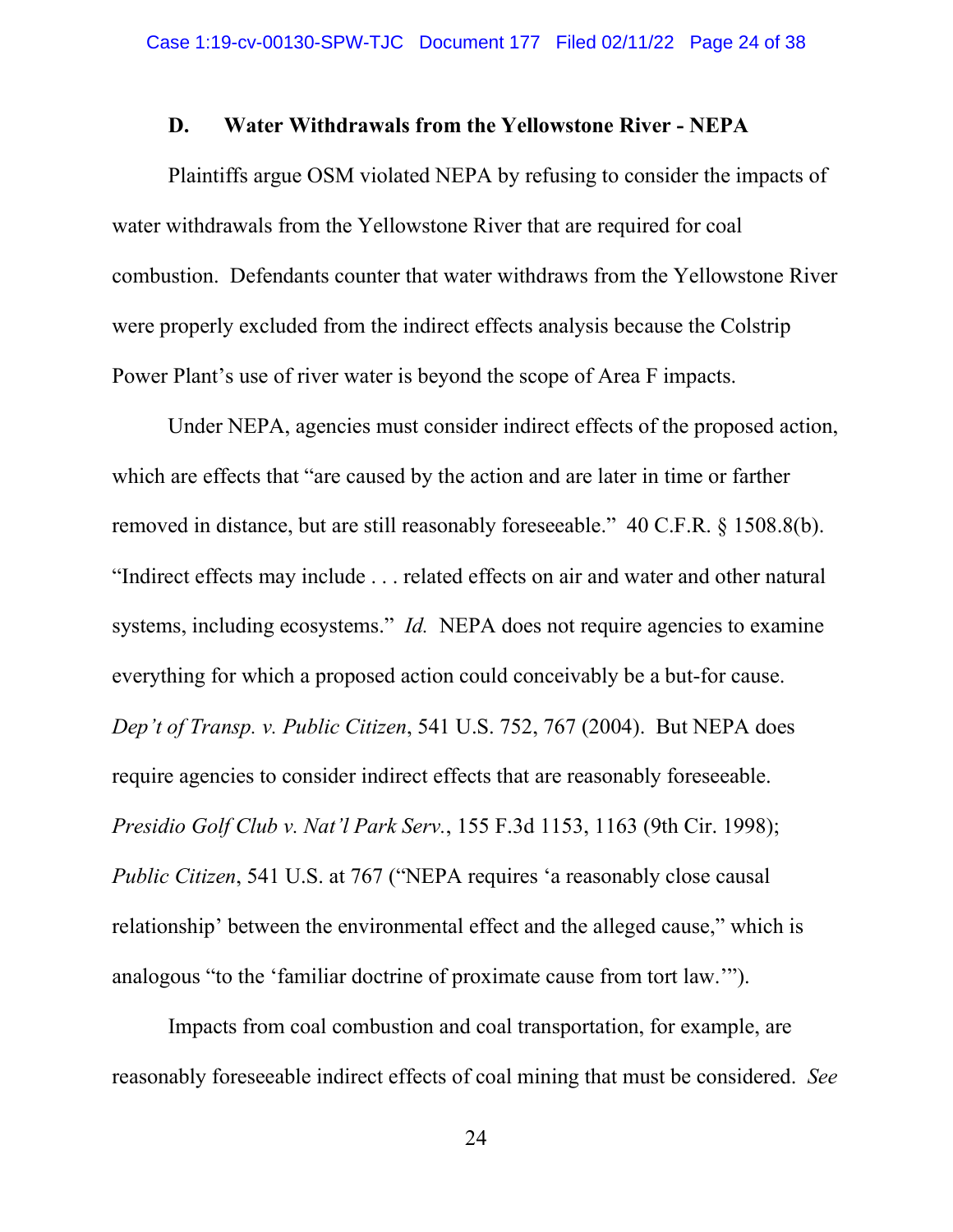### D. Water Withdrawals from the Yellowstone River - NEPA

Plaintiffs argue OSM violated NEPA by refusing to consider the impacts of water withdrawals from the Yellowstone River that are required for coal combustion. Defendants counter that water withdraws from the Yellowstone River were properly excluded from the indirect effects analysis because the Colstrip Power Plant's use of river water is beyond the scope of Area F impacts.

Under NEPA, agencies must consider indirect effects of the proposed action, which are effects that "are caused by the action and are later in time or farther removed in distance, but are still reasonably foreseeable." 40 C.F.R. § 1508.8(b). "Indirect effects may include . . . related effects on air and water and other natural systems, including ecosystems." *Id.* NEPA does not require agencies to examine everything for which a proposed action could conceivably be a but-for cause. *Dep't of Transp. v. Public Citizen*, 541 U.S. 752, 767 (2004). But NEPA does require agencies to consider indirect effects that are reasonably foreseeable. *Presidio Golf Club v. Nat'l Park Serv.*, 155 F.3d 1153, 1163 (9th Cir. 1998); *Public Citizen*, 541 U.S. at 767 ("NEPA requires 'a reasonably close causal relationship' between the environmental effect and the alleged cause," which is analogous "to the 'familiar doctrine of proximate cause from tort law.'").

Impacts from coal combustion and coal transportation, for example, are reasonably foreseeable indirect effects of coal mining that must be considered. *See*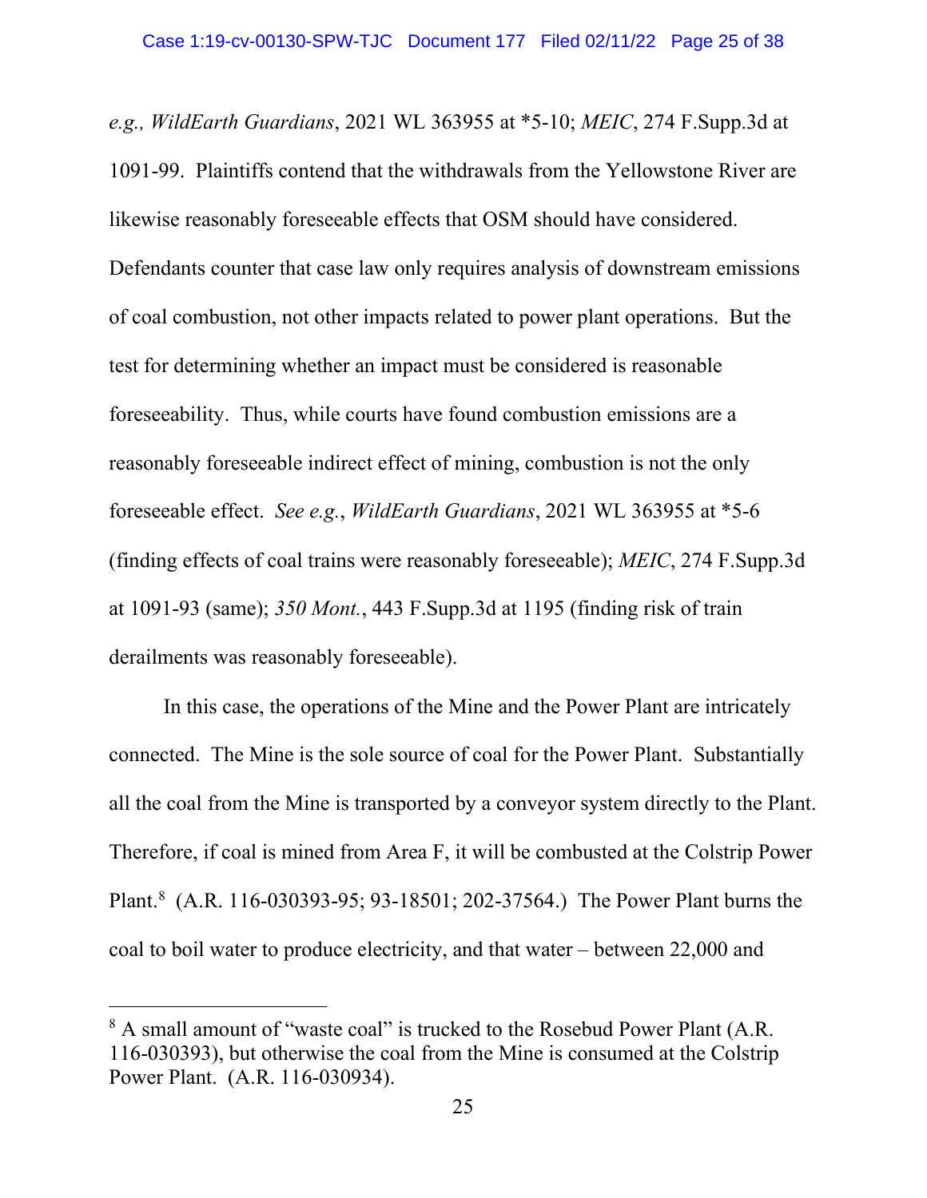*e.g., WildEarth Guardians*, 2021 WL 363955 at *5-10; *MEIC*, 274 F.Supp.3d at 1091-99. Plaintiffs contend that the withdrawals from the Yellowstone River are likewise reasonably foreseeable effects that OSM should have considered. Defendants counter that case law only requires analysis of downstream emissions of coal combustion, not other impacts related to power plant operations. But the test for determining whether an impact must be considered is reasonable foreseeability. Thus, while courts have found combustion emissions are a reasonably foreseeable indirect effect of mining, combustion is not the only foreseeable effect. *See e.g.*, *WildEarth Guardians*, 2021 WL 363955 at *5-6 (finding effects of coal trains were reasonably foreseeable); *MEIC*, 274 F.Supp.3d at 1091-93 (same); *350 Mont.*, 443 F.Supp.3d at 1195 (finding risk of train derailments was reasonably foreseeable).

In this case, the operations of the Mine and the Power Plant are intricately connected. The Mine is the sole source of coal for the Power Plant. Substantially all the coal from the Mine is transported by a conveyor system directly to the Plant. Therefore, if coal is mined from Area F, it will be combusted at the Colstrip Power Plant.[8] (A.R. 116-030393-95; 93-18501; 202-37564.) The Power Plant burns the coal to boil water to produce electricity, and that water – between 22,000 and

---

[8] A small amount of "waste coal" is trucked to the Rosebud Power Plant (A.R. 116-030393), but otherwise the coal from the Mine is consumed at the Colstrip Power Plant. (A.R. 116-030934).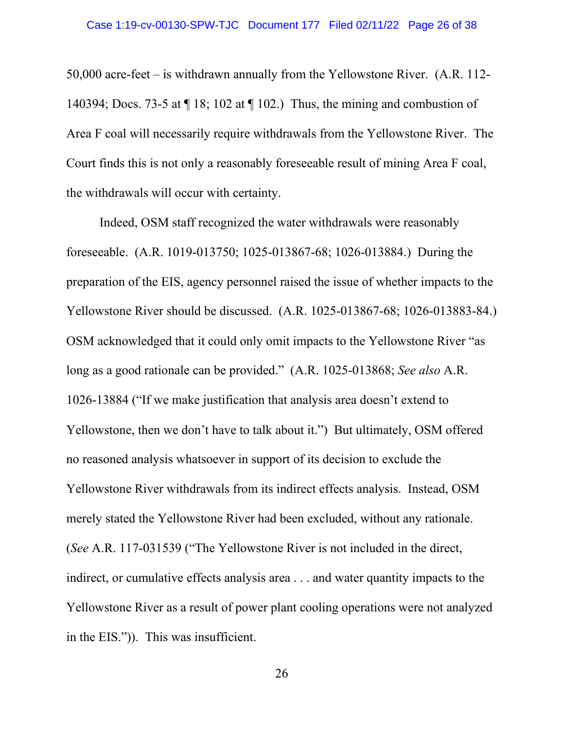50,000 acre-feet – is withdrawn annually from the Yellowstone River. (A.R. 112-140394; Docs. 73-5 at ¶ 18; 102 at ¶ 102.) Thus, the mining and combustion of Area F coal will necessarily require withdrawals from the Yellowstone River. The Court finds this is not only a reasonably foreseeable result of mining Area F coal, the withdrawals will occur with certainty.

Indeed, OSM staff recognized the water withdrawals were reasonably foreseeable. (A.R. 1019-013750; 1025-013867-68; 1026-013884.) During the preparation of the EIS, agency personnel raised the issue of whether impacts to the Yellowstone River should be discussed. (A.R. 1025-013867-68; 1026-013883-84.) OSM acknowledged that it could only omit impacts to the Yellowstone River "as long as a good rationale can be provided." (A.R. 1025-013868; *See also* A.R. 1026-13884 ("If we make justification that analysis area doesn't extend to Yellowstone, then we don't have to talk about it.") But ultimately, OSM offered no reasoned analysis whatsoever in support of its decision to exclude the Yellowstone River withdrawals from its indirect effects analysis. Instead, OSM merely stated the Yellowstone River had been excluded, without any rationale. (*See* A.R. 117-031539 ("The Yellowstone River is not included in the direct, indirect, or cumulative effects analysis area . . . and water quantity impacts to the Yellowstone River as a result of power plant cooling operations were not analyzed in the EIS.")). This was insufficient.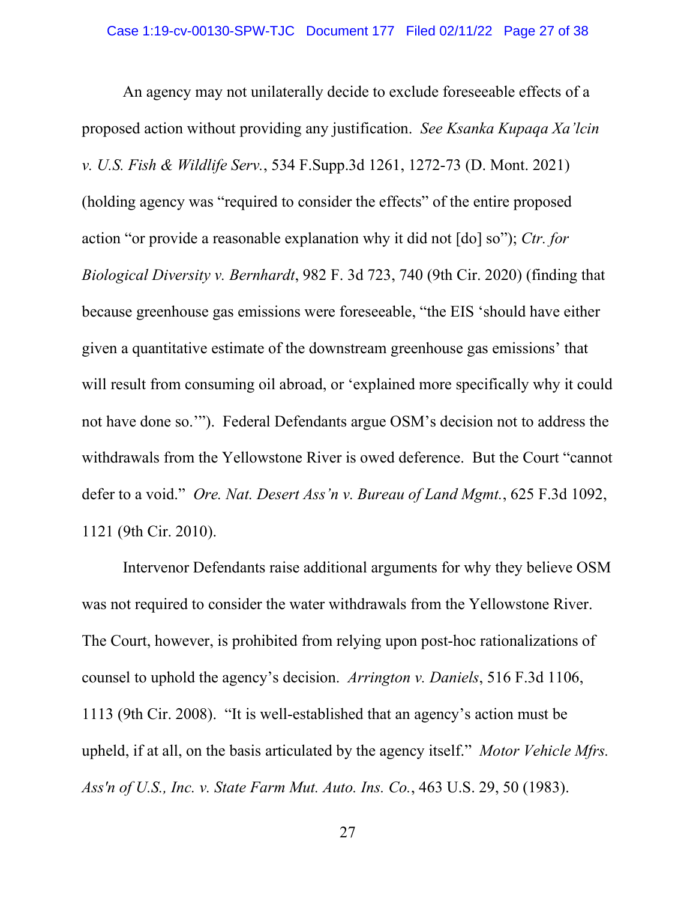An agency may not unilaterally decide to exclude foreseeable effects of a proposed action without providing any justification. *See Ksanka Kupaqa Xa'lcin v. U.S. Fish & Wildlife Serv.*, 534 F.Supp.3d 1261, 1272-73 (D. Mont. 2021) (holding agency was "required to consider the effects" of the entire proposed action "or provide a reasonable explanation why it did not [do] so"); *Ctr. for Biological Diversity v. Bernhardt*, 982 F. 3d 723, 740 (9th Cir. 2020) (finding that because greenhouse gas emissions were foreseeable, "the EIS 'should have either given a quantitative estimate of the downstream greenhouse gas emissions' that will result from consuming oil abroad, or 'explained more specifically why it could not have done so.'"). Federal Defendants argue OSM's decision not to address the withdrawals from the Yellowstone River is owed deference. But the Court "cannot defer to a void." *Ore. Nat. Desert Ass'n v. Bureau of Land Mgmt.*, 625 F.3d 1092, 1121 (9th Cir. 2010).

Intervenor Defendants raise additional arguments for why they believe OSM was not required to consider the water withdrawals from the Yellowstone River. The Court, however, is prohibited from relying upon post-hoc rationalizations of counsel to uphold the agency's decision. *Arrington v. Daniels*, 516 F.3d 1106, 1113 (9th Cir. 2008). "It is well-established that an agency's action must be upheld, if at all, on the basis articulated by the agency itself." *Motor Vehicle Mfrs. Ass'n of U.S., Inc. v. State Farm Mut. Auto. Ins. Co.*, 463 U.S. 29, 50 (1983).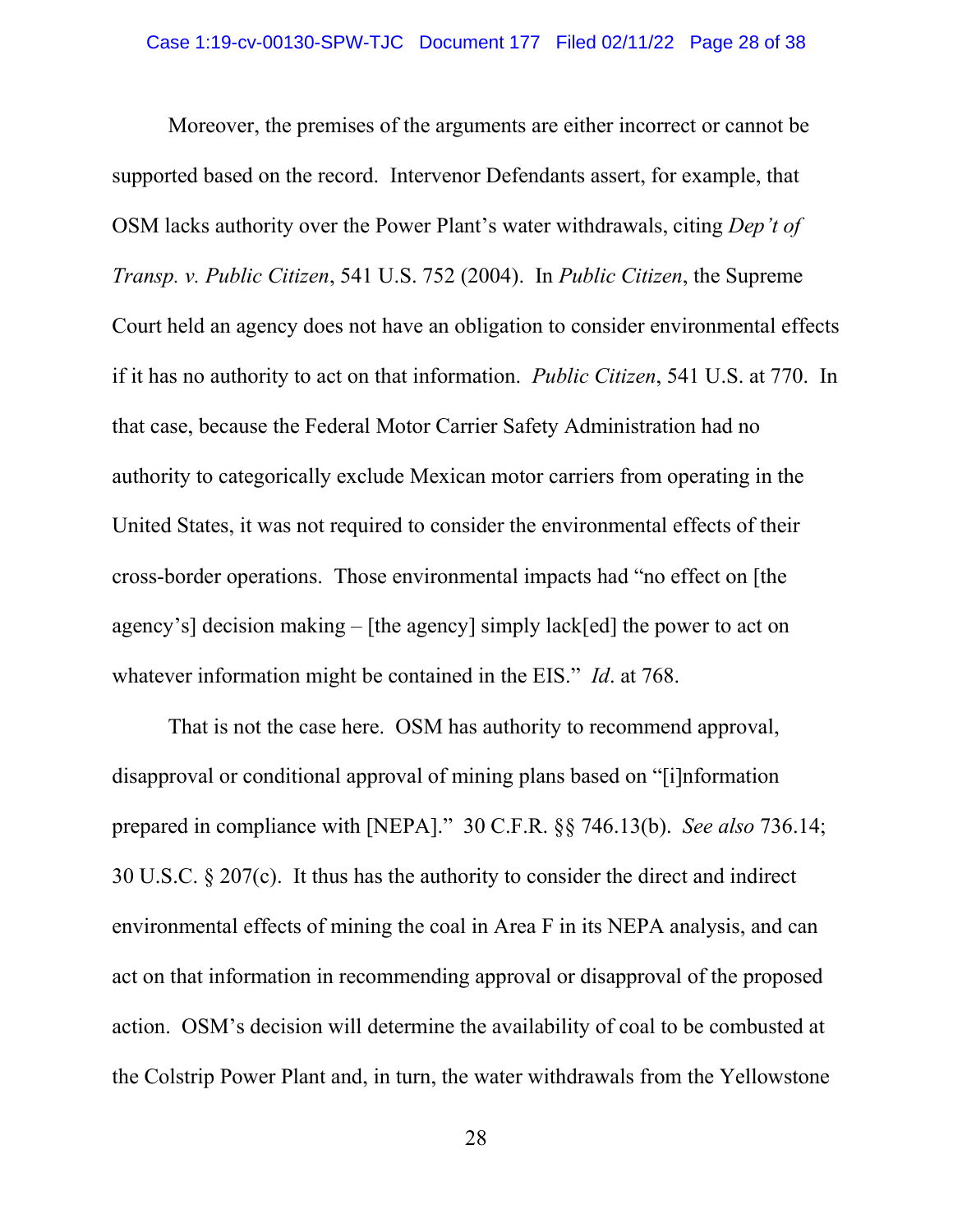Moreover, the premises of the arguments are either incorrect or cannot be supported based on the record. Intervenor Defendants assert, for example, that OSM lacks authority over the Power Plant's water withdrawals, citing *Dep't of Transp. v. Public Citizen*, 541 U.S. 752 (2004). In *Public Citizen*, the Supreme Court held an agency does not have an obligation to consider environmental effects if it has no authority to act on that information. *Public Citizen*, 541 U.S. at 770. In that case, because the Federal Motor Carrier Safety Administration had no authority to categorically exclude Mexican motor carriers from operating in the United States, it was not required to consider the environmental effects of their cross-border operations. Those environmental impacts had "no effect on [the agency's] decision making – [the agency] simply lack[ed] the power to act on whatever information might be contained in the EIS." *Id*. at 768.

That is not the case here. OSM has authority to recommend approval, disapproval or conditional approval of mining plans based on "[i]nformation prepared in compliance with [NEPA]." 30 C.F.R. §§ 746.13(b). *See also* 736.14; 30 U.S.C. § 207(c). It thus has the authority to consider the direct and indirect environmental effects of mining the coal in Area F in its NEPA analysis, and can act on that information in recommending approval or disapproval of the proposed action. OSM's decision will determine the availability of coal to be combusted at the Colstrip Power Plant and, in turn, the water withdrawals from the Yellowstone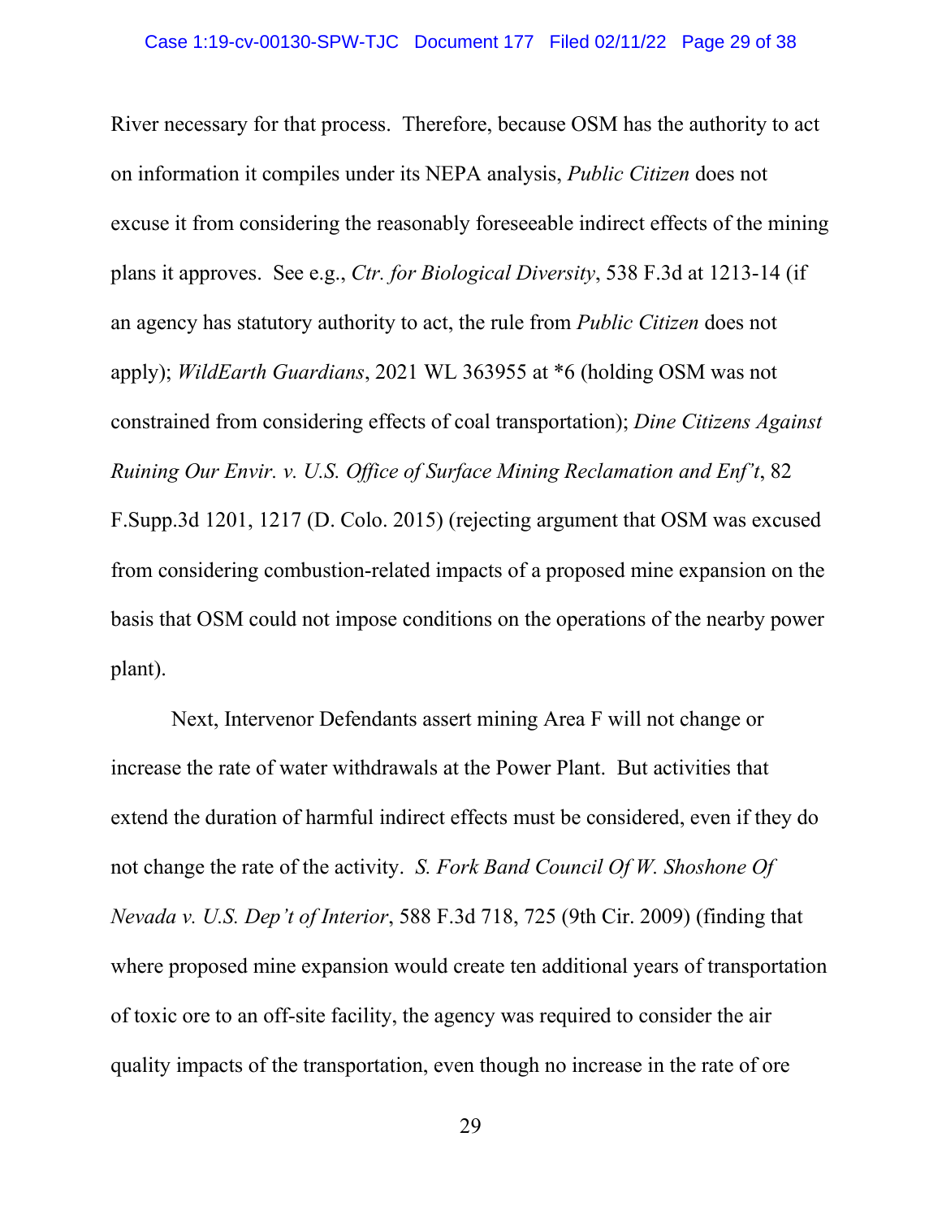River necessary for that process. Therefore, because OSM has the authority to act on information it compiles under its NEPA analysis, *Public Citizen* does not excuse it from considering the reasonably foreseeable indirect effects of the mining plans it approves. See e.g., *Ctr. for Biological Diversity*, 538 F.3d at 1213-14 (if an agency has statutory authority to act, the rule from *Public Citizen* does not apply); *WildEarth Guardians*, 2021 WL 363955 at *6 (holding OSM was not constrained from considering effects of coal transportation); *Dine Citizens Against Ruining Our Envir. v. U.S. Office of Surface Mining Reclamation and Enf't*, 82 F.Supp.3d 1201, 1217 (D. Colo. 2015) (rejecting argument that OSM was excused from considering combustion-related impacts of a proposed mine expansion on the basis that OSM could not impose conditions on the operations of the nearby power plant).

Next, Intervenor Defendants assert mining Area F will not change or increase the rate of water withdrawals at the Power Plant. But activities that extend the duration of harmful indirect effects must be considered, even if they do not change the rate of the activity. *S. Fork Band Council Of W. Shoshone Of Nevada v. U.S. Dep't of Interior*, 588 F.3d 718, 725 (9th Cir. 2009) (finding that where proposed mine expansion would create ten additional years of transportation of toxic ore to an off-site facility, the agency was required to consider the air quality impacts of the transportation, even though no increase in the rate of ore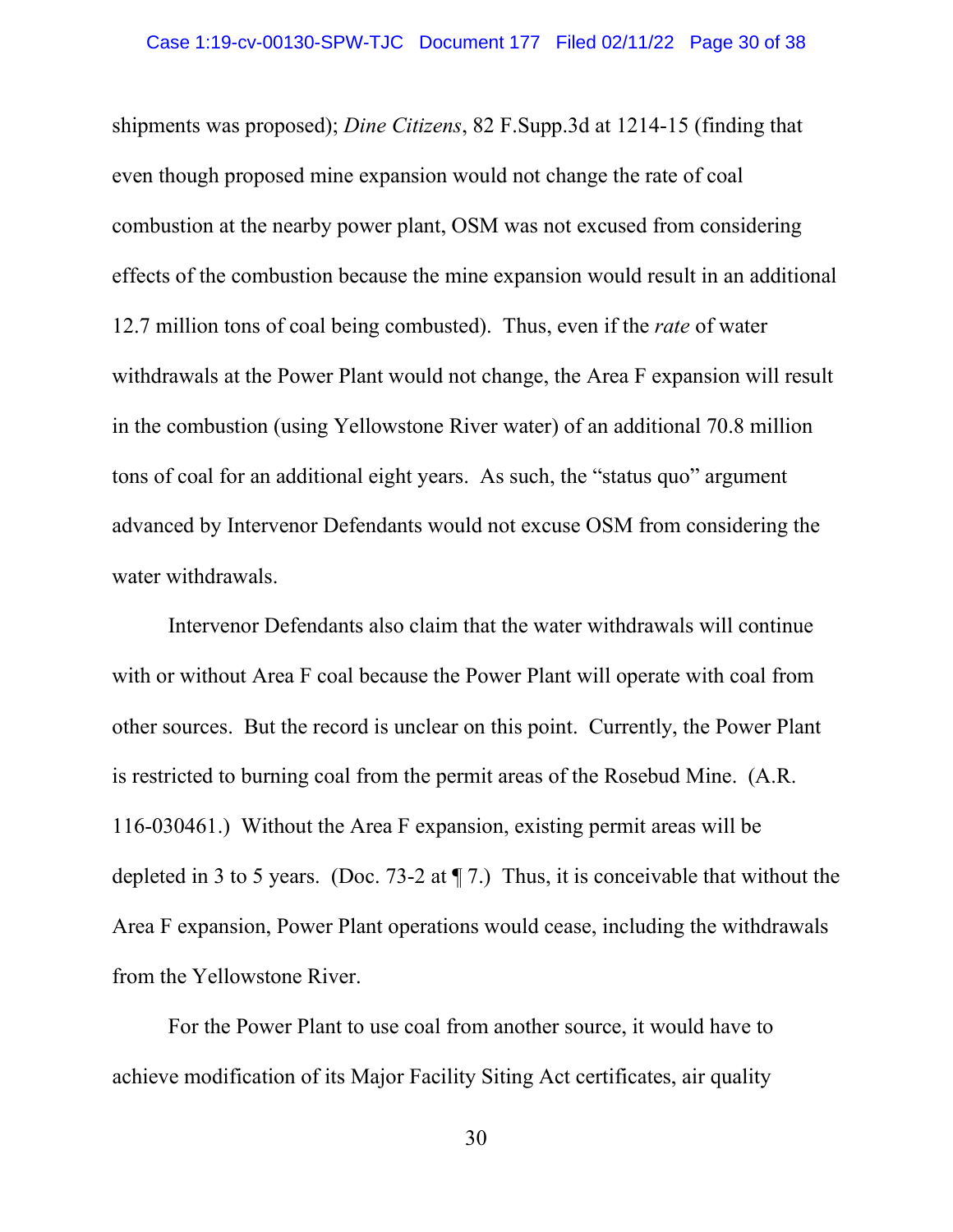shipments was proposed); *Dine Citizens*, 82 F.Supp.3d at 1214-15 (finding that even though proposed mine expansion would not change the rate of coal combustion at the nearby power plant, OSM was not excused from considering effects of the combustion because the mine expansion would result in an additional 12.7 million tons of coal being combusted). Thus, even if the *rate* of water withdrawals at the Power Plant would not change, the Area F expansion will result in the combustion (using Yellowstone River water) of an additional 70.8 million tons of coal for an additional eight years. As such, the "status quo" argument advanced by Intervenor Defendants would not excuse OSM from considering the water withdrawals.

Intervenor Defendants also claim that the water withdrawals will continue with or without Area F coal because the Power Plant will operate with coal from other sources. But the record is unclear on this point. Currently, the Power Plant is restricted to burning coal from the permit areas of the Rosebud Mine. (A.R. 116-030461.) Without the Area F expansion, existing permit areas will be depleted in 3 to 5 years. (Doc. 73-2 at ¶ 7.) Thus, it is conceivable that without the Area F expansion, Power Plant operations would cease, including the withdrawals from the Yellowstone River.

For the Power Plant to use coal from another source, it would have to achieve modification of its Major Facility Siting Act certificates, air quality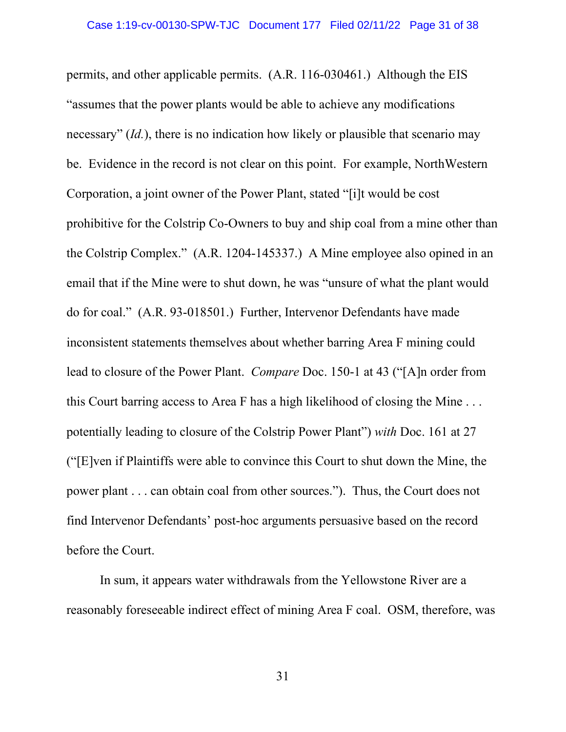permits, and other applicable permits. (A.R. 116-030461.) Although the EIS "assumes that the power plants would be able to achieve any modifications necessary" (*Id.*), there is no indication how likely or plausible that scenario may be. Evidence in the record is not clear on this point. For example, NorthWestern Corporation, a joint owner of the Power Plant, stated "[i]t would be cost prohibitive for the Colstrip Co-Owners to buy and ship coal from a mine other than the Colstrip Complex." (A.R. 1204-145337.) A Mine employee also opined in an email that if the Mine were to shut down, he was "unsure of what the plant would do for coal." (A.R. 93-018501.) Further, Intervenor Defendants have made inconsistent statements themselves about whether barring Area F mining could lead to closure of the Power Plant. *Compare* Doc. 150-1 at 43 ("[A]n order from this Court barring access to Area F has a high likelihood of closing the Mine . . . potentially leading to closure of the Colstrip Power Plant") *with* Doc. 161 at 27 ("[E]ven if Plaintiffs were able to convince this Court to shut down the Mine, the power plant . . . can obtain coal from other sources."). Thus, the Court does not find Intervenor Defendants' post-hoc arguments persuasive based on the record before the Court.

In sum, it appears water withdrawals from the Yellowstone River are a reasonably foreseeable indirect effect of mining Area F coal. OSM, therefore, was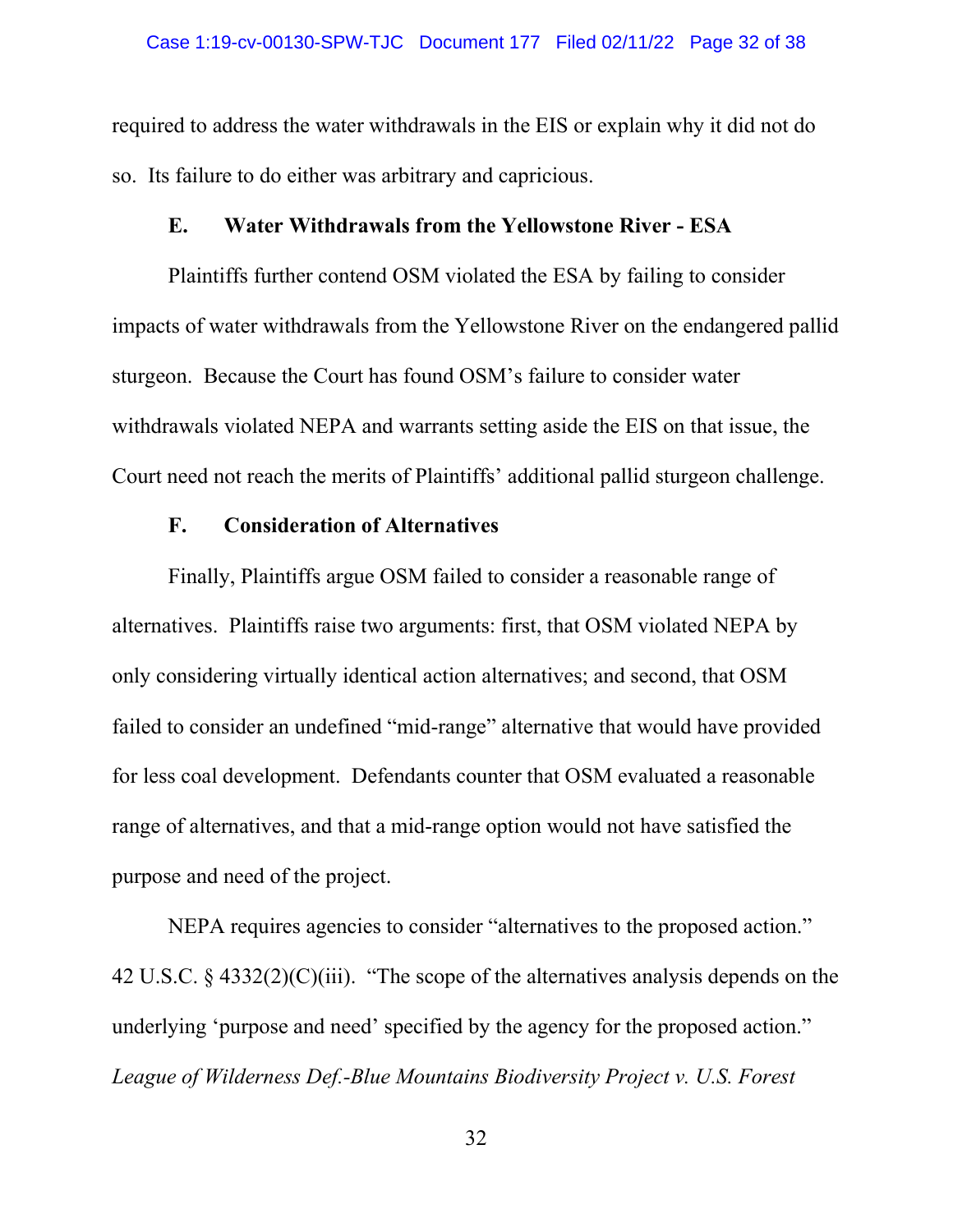required to address the water withdrawals in the EIS or explain why it did not do so. Its failure to do either was arbitrary and capricious.

### E. Water Withdrawals from the Yellowstone River - ESA

Plaintiffs further contend OSM violated the ESA by failing to consider impacts of water withdrawals from the Yellowstone River on the endangered pallid sturgeon. Because the Court has found OSM's failure to consider water withdrawals violated NEPA and warrants setting aside the EIS on that issue, the Court need not reach the merits of Plaintiffs' additional pallid sturgeon challenge.

### F. Consideration of Alternatives

Finally, Plaintiffs argue OSM failed to consider a reasonable range of alternatives. Plaintiffs raise two arguments: first, that OSM violated NEPA by only considering virtually identical action alternatives; and second, that OSM failed to consider an undefined "mid-range" alternative that would have provided for less coal development. Defendants counter that OSM evaluated a reasonable range of alternatives, and that a mid-range option would not have satisfied the purpose and need of the project.

NEPA requires agencies to consider "alternatives to the proposed action." 42 U.S.C. § 4332(2)(C)(iii). "The scope of the alternatives analysis depends on the underlying 'purpose and need' specified by the agency for the proposed action." *League of Wilderness Def.-Blue Mountains Biodiversity Project v. U.S. Forest*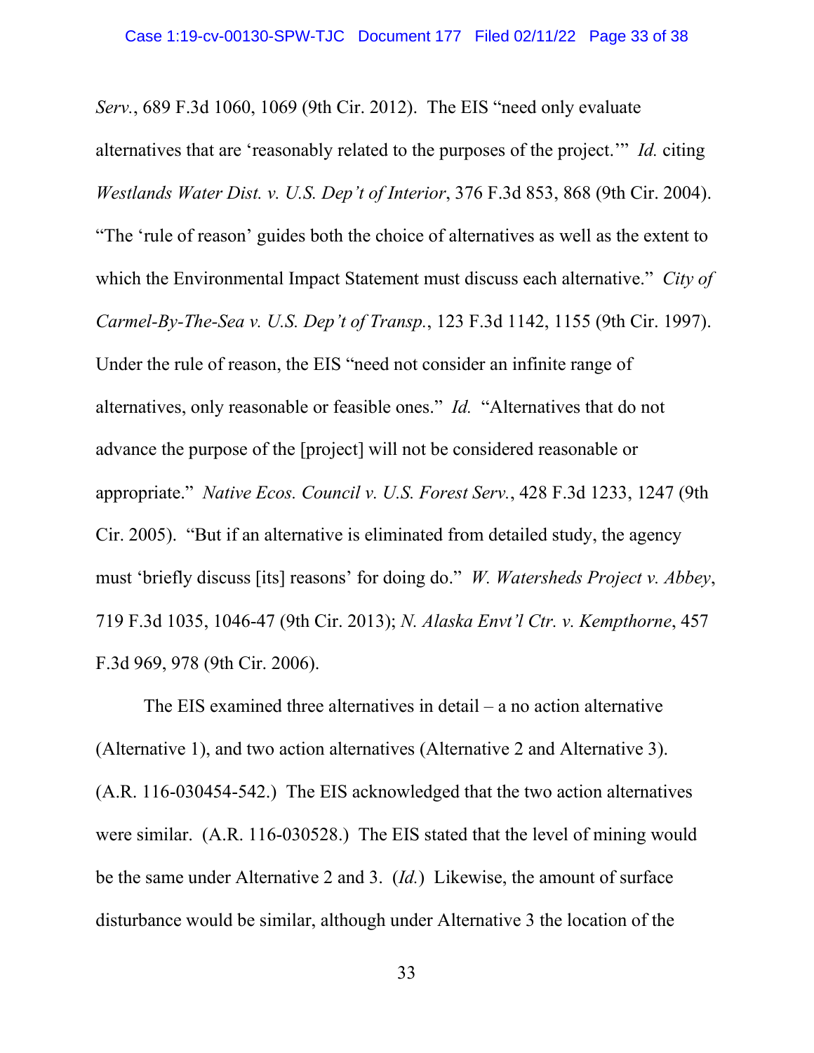*Serv.*, 689 F.3d 1060, 1069 (9th Cir. 2012). The EIS "need only evaluate alternatives that are 'reasonably related to the purposes of the project.'" *Id.* citing *Westlands Water Dist. v. U.S. Dep't of Interior*, 376 F.3d 853, 868 (9th Cir. 2004). "The 'rule of reason' guides both the choice of alternatives as well as the extent to which the Environmental Impact Statement must discuss each alternative." *City of Carmel-By-The-Sea v. U.S. Dep't of Transp.*, 123 F.3d 1142, 1155 (9th Cir. 1997). Under the rule of reason, the EIS "need not consider an infinite range of alternatives, only reasonable or feasible ones." *Id.* "Alternatives that do not advance the purpose of the [project] will not be considered reasonable or appropriate." *Native Ecos. Council v. U.S. Forest Serv.*, 428 F.3d 1233, 1247 (9th Cir. 2005). "But if an alternative is eliminated from detailed study, the agency must 'briefly discuss [its] reasons' for doing do." *W. Watersheds Project v. Abbey*, 719 F.3d 1035, 1046-47 (9th Cir. 2013); *N. Alaska Envt'l Ctr. v. Kempthorne*, 457 F.3d 969, 978 (9th Cir. 2006).

The EIS examined three alternatives in detail – a no action alternative (Alternative 1), and two action alternatives (Alternative 2 and Alternative 3). (A.R. 116-030454-542.) The EIS acknowledged that the two action alternatives were similar. (A.R. 116-030528.) The EIS stated that the level of mining would be the same under Alternative 2 and 3. (*Id.*) Likewise, the amount of surface disturbance would be similar, although under Alternative 3 the location of the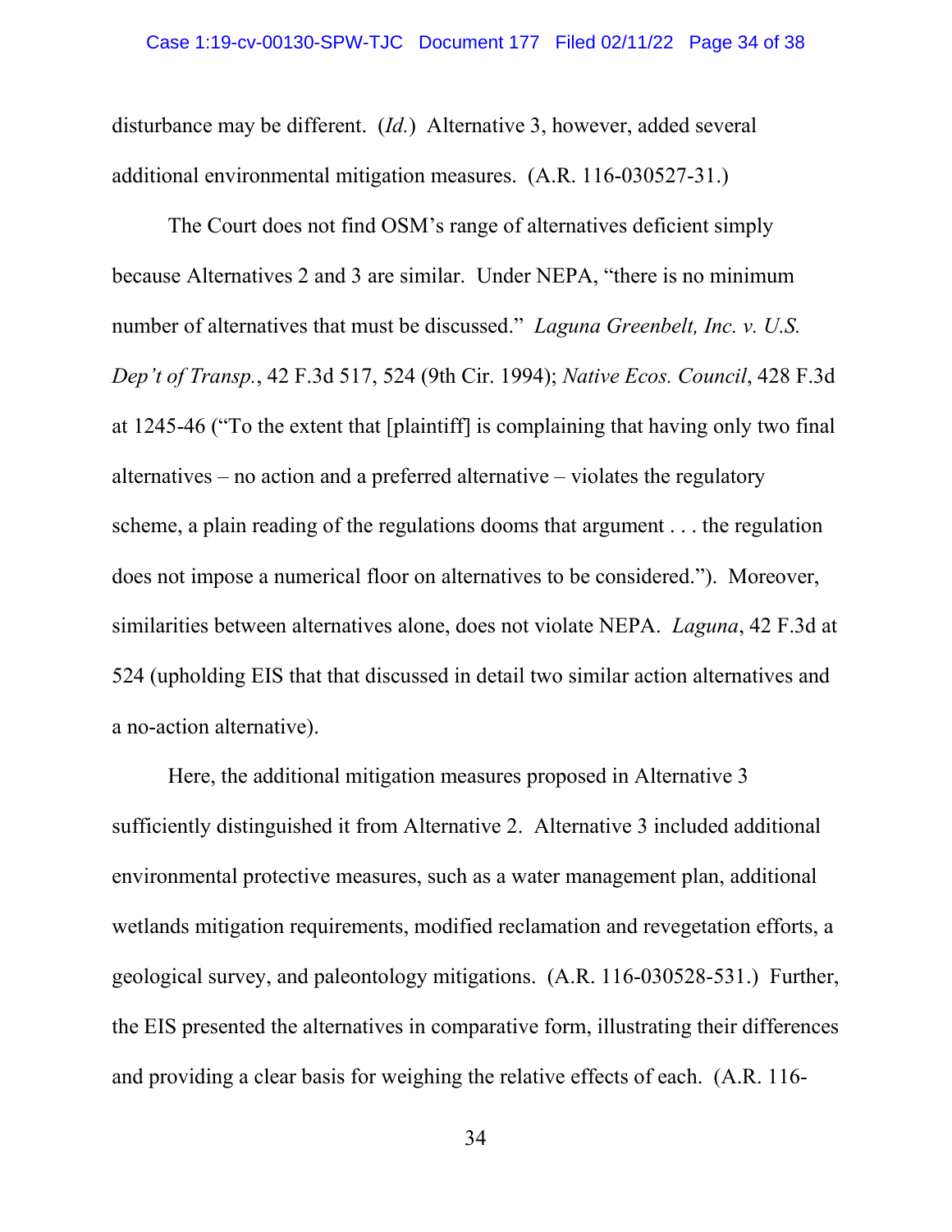disturbance may be different. (*Id.*) Alternative 3, however, added several additional environmental mitigation measures. (A.R. 116-030527-31.)

The Court does not find OSM's range of alternatives deficient simply because Alternatives 2 and 3 are similar. Under NEPA, "there is no minimum number of alternatives that must be discussed." *Laguna Greenbelt, Inc. v. U.S. Dep't of Transp.*, 42 F.3d 517, 524 (9th Cir. 1994); *Native Ecos. Council*, 428 F.3d at 1245-46 ("To the extent that [plaintiff] is complaining that having only two final alternatives – no action and a preferred alternative – violates the regulatory scheme, a plain reading of the regulations dooms that argument . . . the regulation does not impose a numerical floor on alternatives to be considered."). Moreover, similarities between alternatives alone, does not violate NEPA. *Laguna*, 42 F.3d at 524 (upholding EIS that that discussed in detail two similar action alternatives and a no-action alternative).

Here, the additional mitigation measures proposed in Alternative 3 sufficiently distinguished it from Alternative 2. Alternative 3 included additional environmental protective measures, such as a water management plan, additional wetlands mitigation requirements, modified reclamation and revegetation efforts, a geological survey, and paleontology mitigations. (A.R. 116-030528-531.) Further, the EIS presented the alternatives in comparative form, illustrating their differences and providing a clear basis for weighing the relative effects of each. (A.R. 116-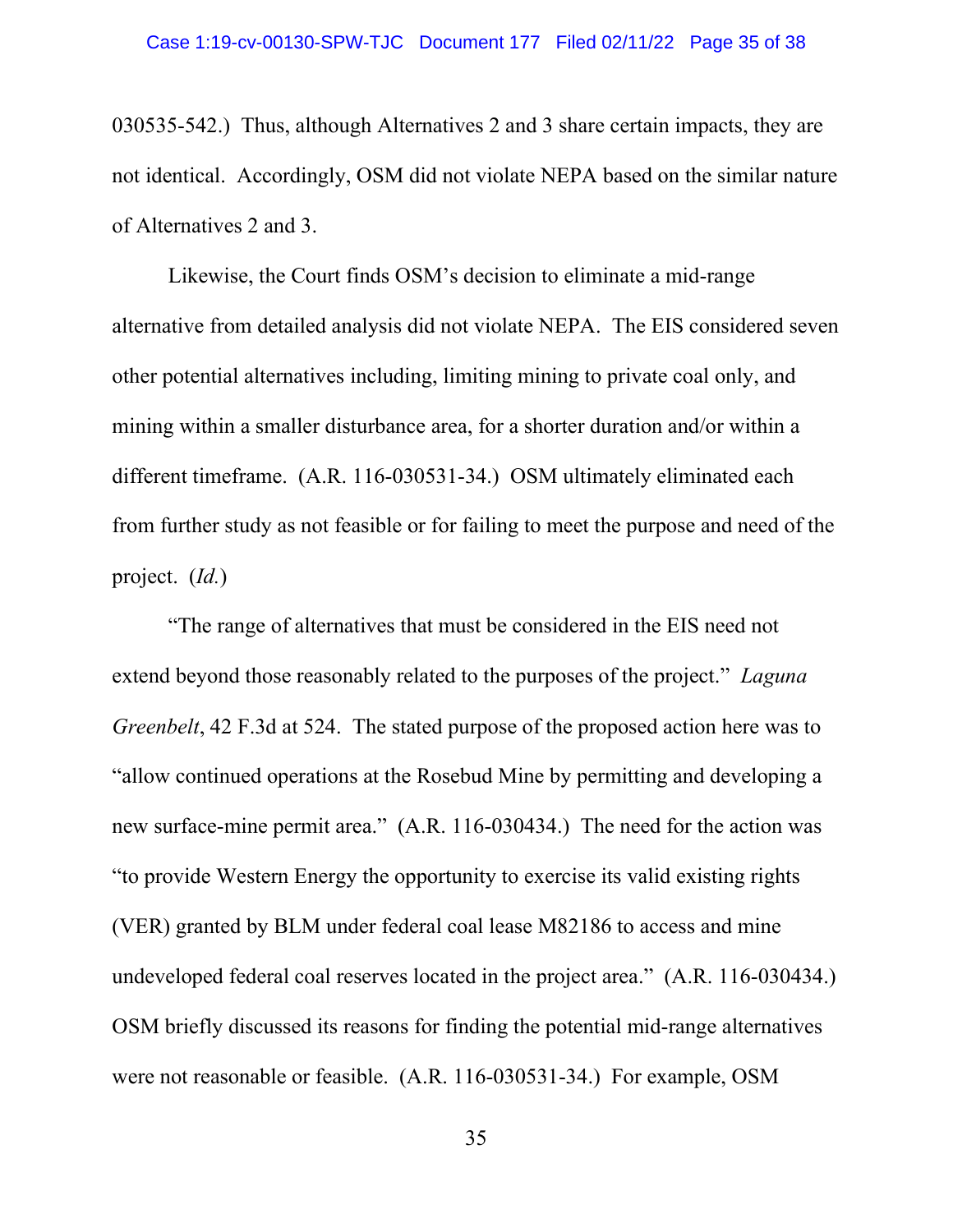030535-542.) Thus, although Alternatives 2 and 3 share certain impacts, they are not identical. Accordingly, OSM did not violate NEPA based on the similar nature of Alternatives 2 and 3.

Likewise, the Court finds OSM's decision to eliminate a mid-range alternative from detailed analysis did not violate NEPA. The EIS considered seven other potential alternatives including, limiting mining to private coal only, and mining within a smaller disturbance area, for a shorter duration and/or within a different timeframe. (A.R. 116-030531-34.) OSM ultimately eliminated each from further study as not feasible or for failing to meet the purpose and need of the project. (*Id.*)

"The range of alternatives that must be considered in the EIS need not extend beyond those reasonably related to the purposes of the project." *Laguna Greenbelt*, 42 F.3d at 524. The stated purpose of the proposed action here was to "allow continued operations at the Rosebud Mine by permitting and developing a new surface-mine permit area." (A.R. 116-030434.) The need for the action was "to provide Western Energy the opportunity to exercise its valid existing rights (VER) granted by BLM under federal coal lease M82186 to access and mine undeveloped federal coal reserves located in the project area." (A.R. 116-030434.) OSM briefly discussed its reasons for finding the potential mid-range alternatives were not reasonable or feasible. (A.R. 116-030531-34.) For example, OSM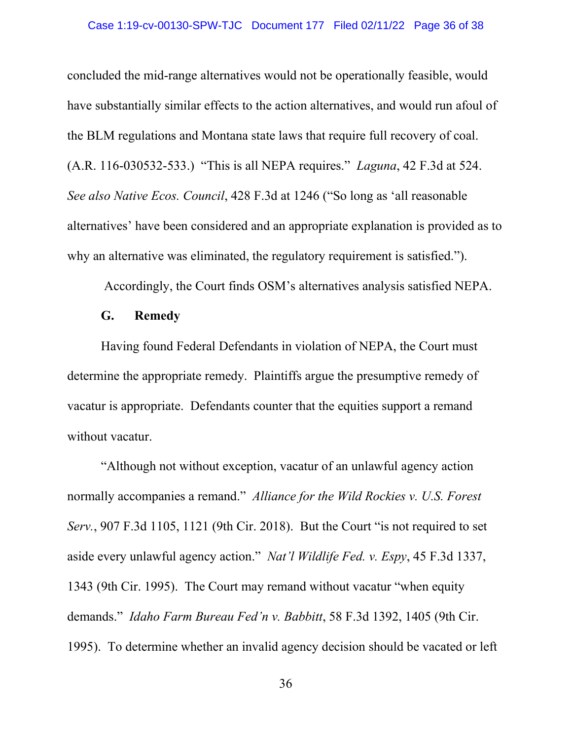concluded the mid-range alternatives would not be operationally feasible, would have substantially similar effects to the action alternatives, and would run afoul of the BLM regulations and Montana state laws that require full recovery of coal. (A.R. 116-030532-533.) "This is all NEPA requires." *Laguna*, 42 F.3d at 524. *See also Native Ecos. Council*, 428 F.3d at 1246 ("So long as 'all reasonable alternatives' have been considered and an appropriate explanation is provided as to why an alternative was eliminated, the regulatory requirement is satisfied.").

Accordingly, the Court finds OSM's alternatives analysis satisfied NEPA.

### G. Remedy

Having found Federal Defendants in violation of NEPA, the Court must determine the appropriate remedy. Plaintiffs argue the presumptive remedy of vacatur is appropriate. Defendants counter that the equities support a remand without vacatur.

"Although not without exception, vacatur of an unlawful agency action normally accompanies a remand." *Alliance for the Wild Rockies v. U.S. Forest Serv.*, 907 F.3d 1105, 1121 (9th Cir. 2018). But the Court "is not required to set aside every unlawful agency action." *Nat'l Wildlife Fed. v. Espy*, 45 F.3d 1337, 1343 (9th Cir. 1995). The Court may remand without vacatur "when equity demands." *Idaho Farm Bureau Fed'n v. Babbitt*, 58 F.3d 1392, 1405 (9th Cir. 1995). To determine whether an invalid agency decision should be vacated or left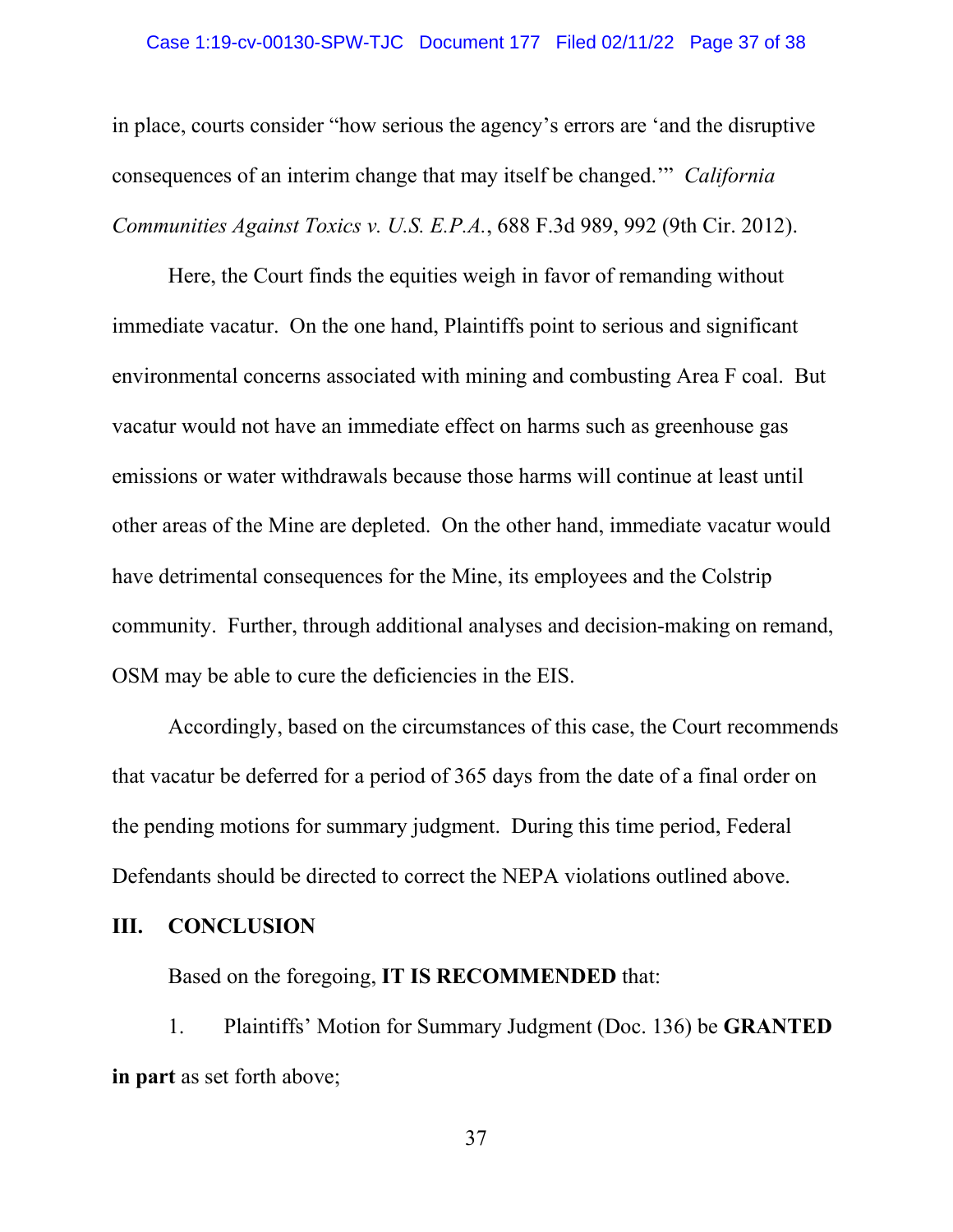in place, courts consider "how serious the agency's errors are 'and the disruptive consequences of an interim change that may itself be changed.'" *California Communities Against Toxics v. U.S. E.P.A.*, 688 F.3d 989, 992 (9th Cir. 2012).

Here, the Court finds the equities weigh in favor of remanding without immediate vacatur. On the one hand, Plaintiffs point to serious and significant environmental concerns associated with mining and combusting Area F coal. But vacatur would not have an immediate effect on harms such as greenhouse gas emissions or water withdrawals because those harms will continue at least until other areas of the Mine are depleted. On the other hand, immediate vacatur would have detrimental consequences for the Mine, its employees and the Colstrip community. Further, through additional analyses and decision-making on remand, OSM may be able to cure the deficiencies in the EIS.

Accordingly, based on the circumstances of this case, the Court recommends that vacatur be deferred for a period of 365 days from the date of a final order on the pending motions for summary judgment. During this time period, Federal Defendants should be directed to correct the NEPA violations outlined above.

## III. CONCLUSION

Based on the foregoing, **IT IS RECOMMENDED** that:

1. Plaintiffs' Motion for Summary Judgment (Doc. 136) be **GRANTED in part** as set forth above;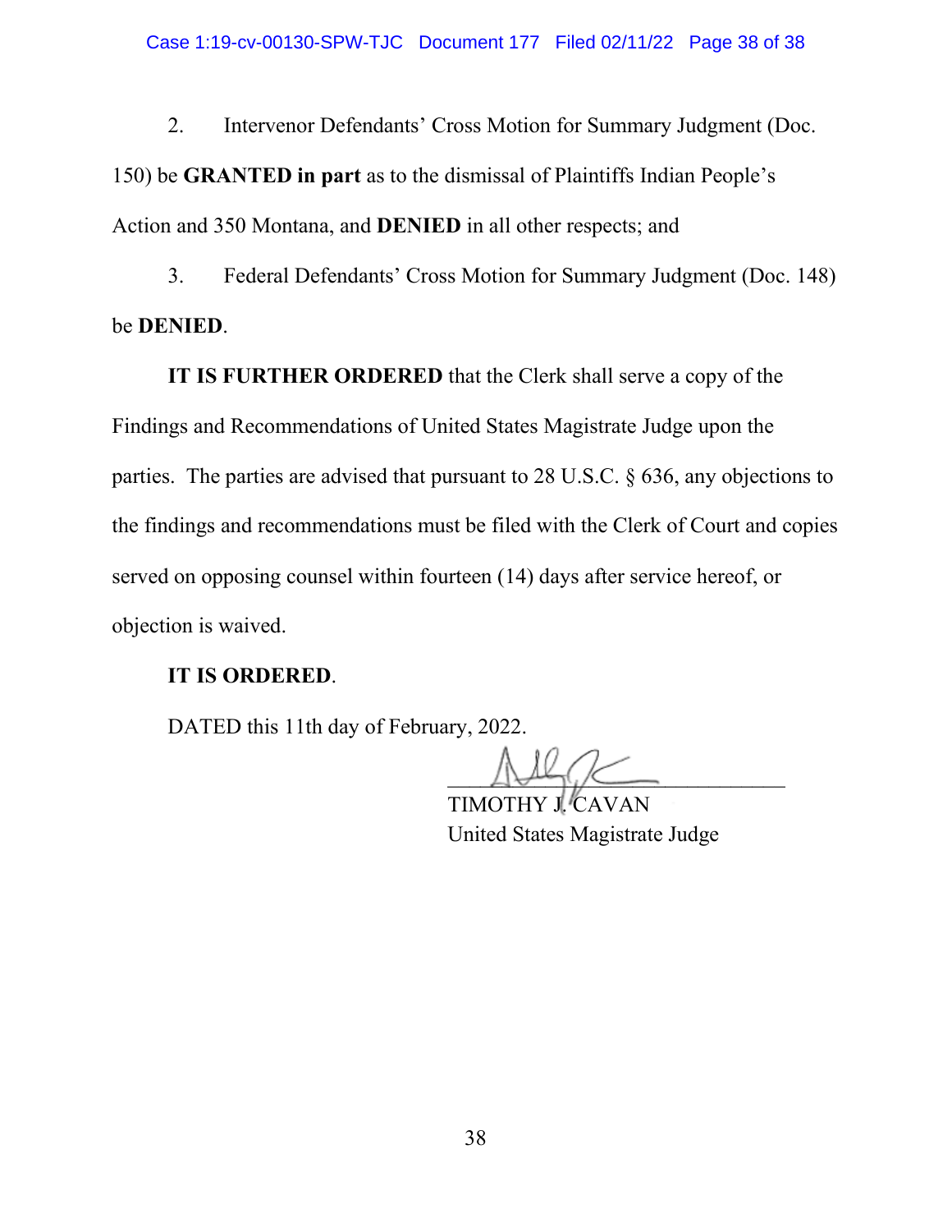2. Intervenor Defendants' Cross Motion for Summary Judgment (Doc. 150) be **GRANTED in part** as to the dismissal of Plaintiffs Indian People's Action and 350 Montana, and **DENIED** in all other respects; and

3. Federal Defendants' Cross Motion for Summary Judgment (Doc. 148) be **DENIED**.

**IT IS FURTHER ORDERED** that the Clerk shall serve a copy of the Findings and Recommendations of United States Magistrate Judge upon the parties. The parties are advised that pursuant to 28 U.S.C. § 636, any objections to the findings and recommendations must be filed with the Clerk of Court and copies served on opposing counsel within fourteen (14) days after service hereof, or objection is waived.

**IT IS ORDERED**.

DATED this 11th day of February, 2022.

TIMOTHY J. CAVAN
United States Magistrate Judge